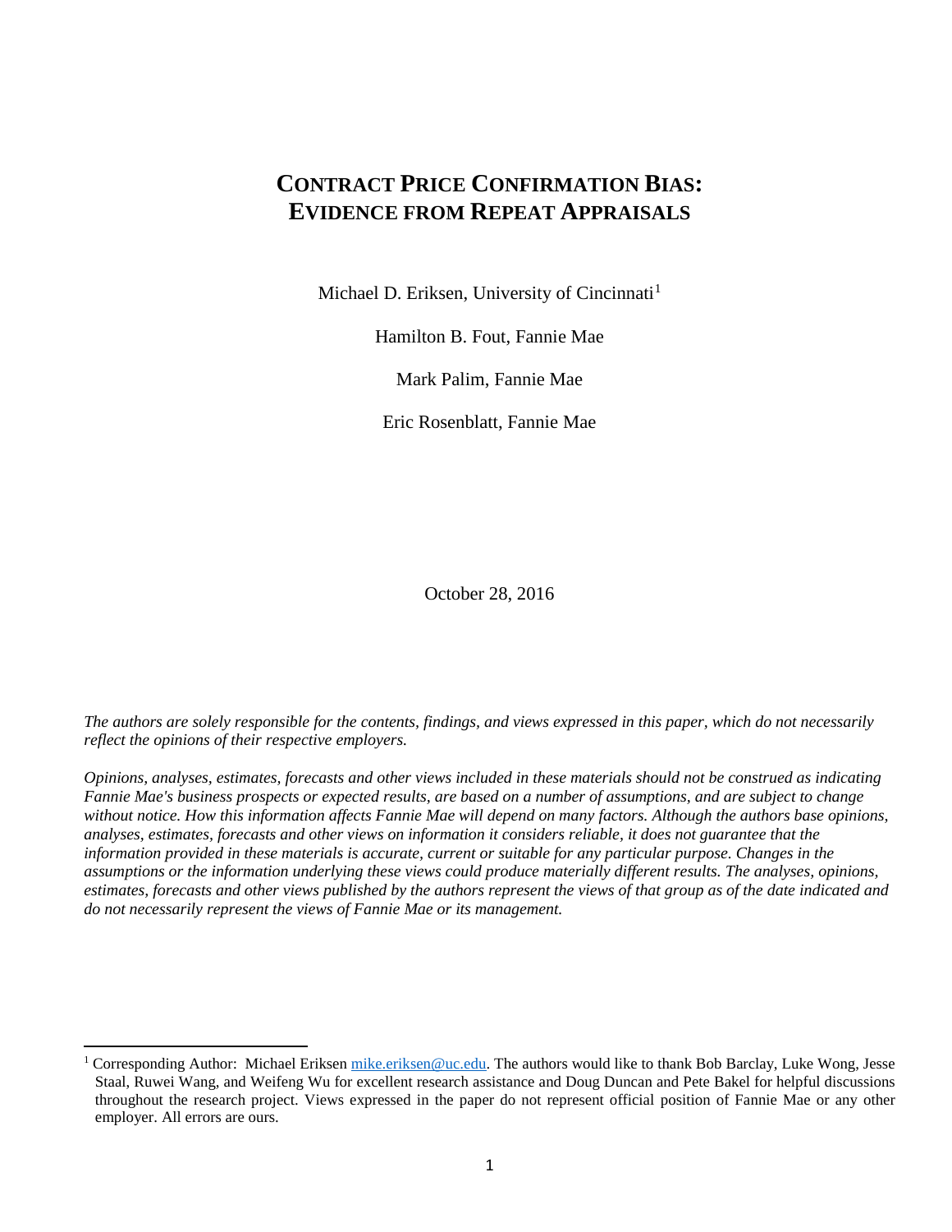# CONTRACT PRICE CONFIRMATION BIAS: EVIDENCE FROM REPEAT APPRAISALS

Michael D. Eriksen, University of Cincinnati[1]

Hamilton B. Fout, Fannie Mae

Mark Palim, Fannie Mae

Eric Rosenblatt, Fannie Mae

October 28, 2016

*The authors are solely responsible for the contents, findings, and views expressed in this paper, which do not necessarily reflect the opinions of their respective employers.*

*Opinions, analyses, estimates, forecasts and other views included in these materials should not be construed as indicating Fannie Mae's business prospects or expected results, are based on a number of assumptions, and are subject to change without notice. How this information affects Fannie Mae will depend on many factors. Although the authors base opinions, analyses, estimates, forecasts and other views on information it considers reliable, it does not guarantee that the information provided in these materials is accurate, current or suitable for any particular purpose. Changes in the assumptions or the information underlying these views could produce materially different results. The analyses, opinions, estimates, forecasts and other views published by the authors represent the views of that group as of the date indicated and do not necessarily represent the views of Fannie Mae or its management.*

[1] Corresponding Author: Michael Eriksen mike.eriksen@uc.edu. The authors would like to thank Bob Barclay, Luke Wong, Jesse Staal, Ruwei Wang, and Weifeng Wu for excellent research assistance and Doug Duncan and Pete Bakel for helpful discussions throughout the research project. Views expressed in the paper do not represent official position of Fannie Mae or any other employer. All errors are ours.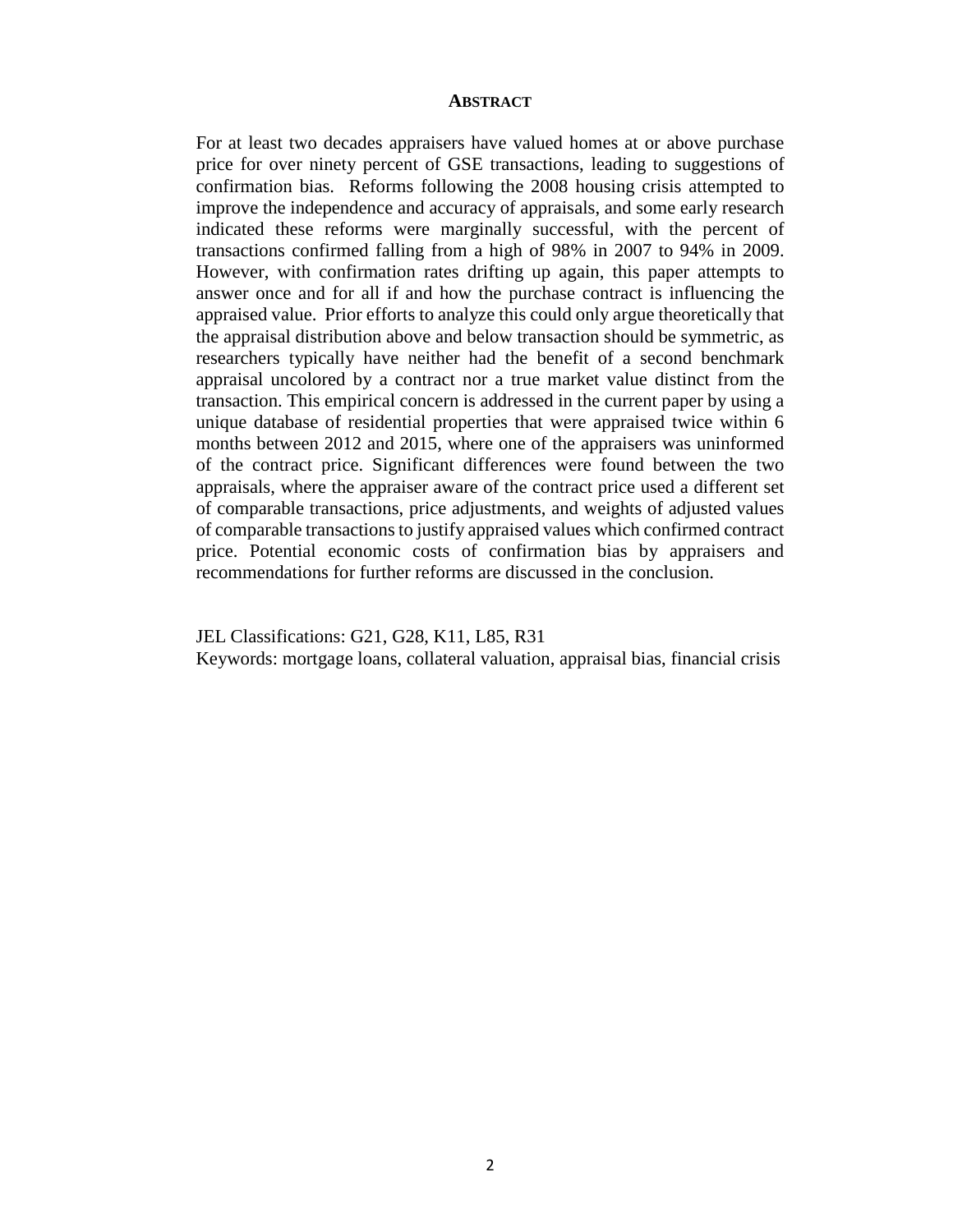## ABSTRACT

For at least two decades appraisers have valued homes at or above purchase price for over ninety percent of GSE transactions, leading to suggestions of confirmation bias. Reforms following the 2008 housing crisis attempted to improve the independence and accuracy of appraisals, and some early research indicated these reforms were marginally successful, with the percent of transactions confirmed falling from a high of 98% in 2007 to 94% in 2009. However, with confirmation rates drifting up again, this paper attempts to answer once and for all if and how the purchase contract is influencing the appraised value. Prior efforts to analyze this could only argue theoretically that the appraisal distribution above and below transaction should be symmetric, as researchers typically have neither had the benefit of a second benchmark appraisal uncolored by a contract nor a true market value distinct from the transaction. This empirical concern is addressed in the current paper by using a unique database of residential properties that were appraised twice within 6 months between 2012 and 2015, where one of the appraisers was uninformed of the contract price. Significant differences were found between the two appraisals, where the appraiser aware of the contract price used a different set of comparable transactions, price adjustments, and weights of adjusted values of comparable transactions to justify appraised values which confirmed contract price. Potential economic costs of confirmation bias by appraisers and recommendations for further reforms are discussed in the conclusion.

JEL Classifications: G21, G28, K11, L85, R31

Keywords: mortgage loans, collateral valuation, appraisal bias, financial crisis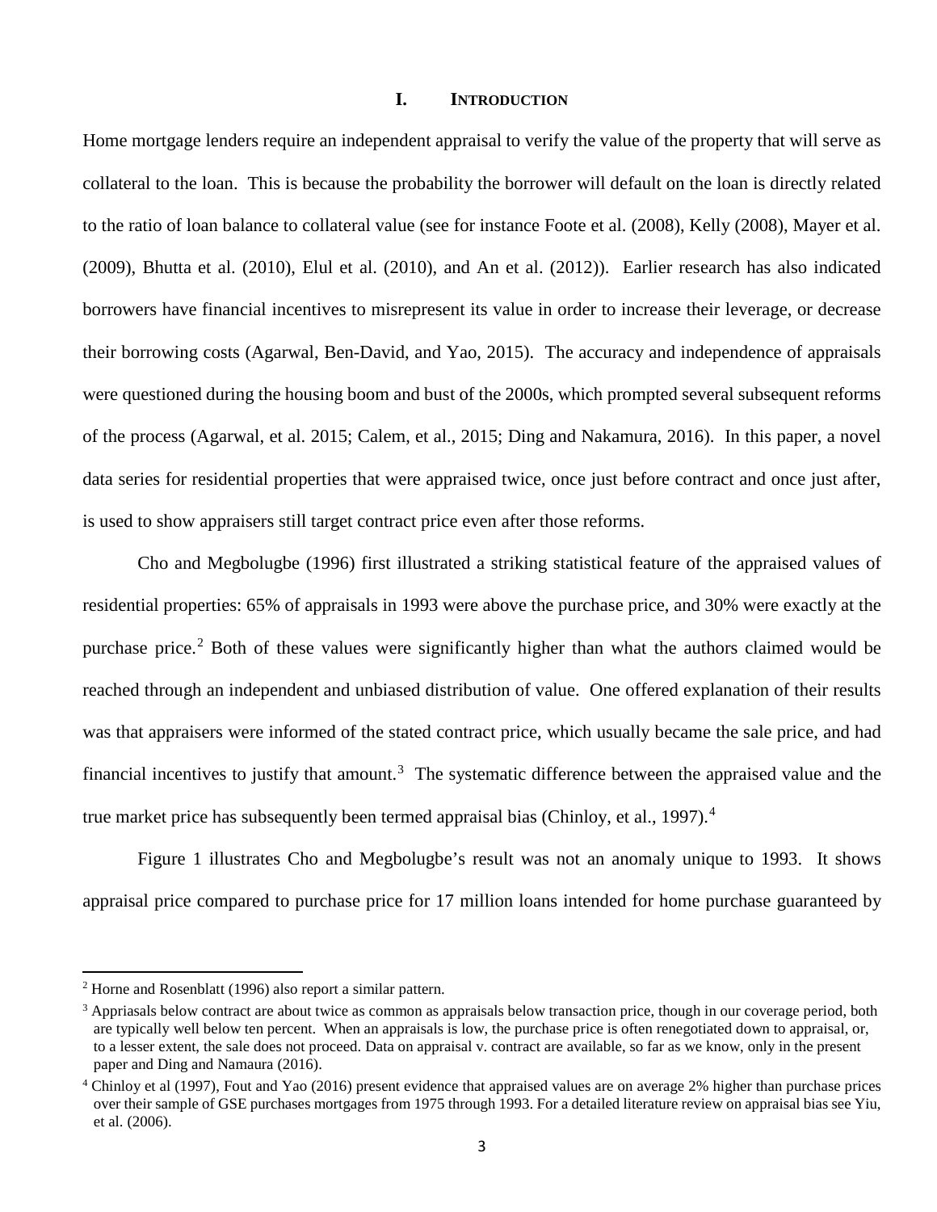# I. INTRODUCTION

Home mortgage lenders require an independent appraisal to verify the value of the property that will serve as collateral to the loan. This is because the probability the borrower will default on the loan is directly related to the ratio of loan balance to collateral value (see for instance Foote et al. (2008), Kelly (2008), Mayer et al. (2009), Bhutta et al. (2010), Elul et al. (2010), and An et al. (2012)). Earlier research has also indicated borrowers have financial incentives to misrepresent its value in order to increase their leverage, or decrease their borrowing costs (Agarwal, Ben-David, and Yao, 2015). The accuracy and independence of appraisals were questioned during the housing boom and bust of the 2000s, which prompted several subsequent reforms of the process (Agarwal, et al. 2015; Calem, et al., 2015; Ding and Nakamura, 2016). In this paper, a novel data series for residential properties that were appraised twice, once just before contract and once just after, is used to show appraisers still target contract price even after those reforms.

Cho and Megbolugbe (1996) first illustrated a striking statistical feature of the appraised values of residential properties: 65% of appraisals in 1993 were above the purchase price, and 30% were exactly at the purchase price.[2] Both of these values were significantly higher than what the authors claimed would be reached through an independent and unbiased distribution of value. One offered explanation of their results was that appraisers were informed of the stated contract price, which usually became the sale price, and had financial incentives to justify that amount.[3] The systematic difference between the appraised value and the true market price has subsequently been termed appraisal bias (Chinloy, et al., 1997).[4]

Figure 1 illustrates Cho and Megbolugbe's result was not an anomaly unique to 1993. It shows appraisal price compared to purchase price for 17 million loans intended for home purchase guaranteed by

---

[2] Horne and Rosenblatt (1996) also report a similar pattern.

[3] Appriasals below contract are about twice as common as appraisals below transaction price, though in our coverage period, both are typically well below ten percent. When an appraisals is low, the purchase price is often renegotiated down to appraisal, or, to a lesser extent, the sale does not proceed. Data on appraisal v. contract are available, so far as we know, only in the present paper and Ding and Namaura (2016).

[4] Chinloy et al (1997), Fout and Yao (2016) present evidence that appraised values are on average 2% higher than purchase prices over their sample of GSE purchases mortgages from 1975 through 1993. For a detailed literature review on appraisal bias see Yiu, et al. (2006).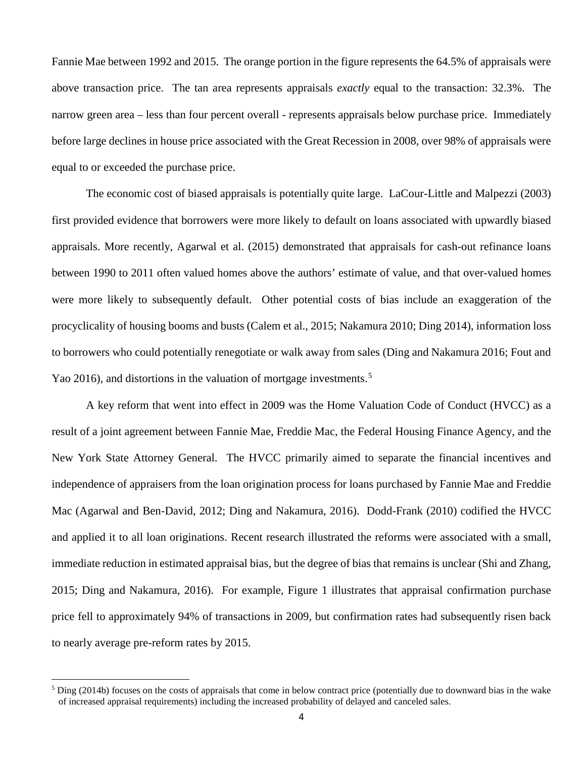Fannie Mae between 1992 and 2015. The orange portion in the figure represents the 64.5% of appraisals were above transaction price. The tan area represents appraisals *exactly* equal to the transaction: 32.3%. The narrow green area – less than four percent overall - represents appraisals below purchase price. Immediately before large declines in house price associated with the Great Recession in 2008, over 98% of appraisals were equal to or exceeded the purchase price.

The economic cost of biased appraisals is potentially quite large. LaCour-Little and Malpezzi (2003) first provided evidence that borrowers were more likely to default on loans associated with upwardly biased appraisals. More recently, Agarwal et al. (2015) demonstrated that appraisals for cash-out refinance loans between 1990 to 2011 often valued homes above the authors' estimate of value, and that over-valued homes were more likely to subsequently default. Other potential costs of bias include an exaggeration of the procyclicality of housing booms and busts (Calem et al., 2015; Nakamura 2010; Ding 2014), information loss to borrowers who could potentially renegotiate or walk away from sales (Ding and Nakamura 2016; Fout and Yao 2016), and distortions in the valuation of mortgage investments.[5]

A key reform that went into effect in 2009 was the Home Valuation Code of Conduct (HVCC) as a result of a joint agreement between Fannie Mae, Freddie Mac, the Federal Housing Finance Agency, and the New York State Attorney General. The HVCC primarily aimed to separate the financial incentives and independence of appraisers from the loan origination process for loans purchased by Fannie Mae and Freddie Mac (Agarwal and Ben-David, 2012; Ding and Nakamura, 2016). Dodd-Frank (2010) codified the HVCC and applied it to all loan originations. Recent research illustrated the reforms were associated with a small, immediate reduction in estimated appraisal bias, but the degree of bias that remains is unclear (Shi and Zhang, 2015; Ding and Nakamura, 2016). For example, Figure 1 illustrates that appraisal confirmation purchase price fell to approximately 94% of transactions in 2009, but confirmation rates had subsequently risen back to nearly average pre-reform rates by 2015.

[5] Ding (2014b) focuses on the costs of appraisals that come in below contract price (potentially due to downward bias in the wake of increased appraisal requirements) including the increased probability of delayed and canceled sales.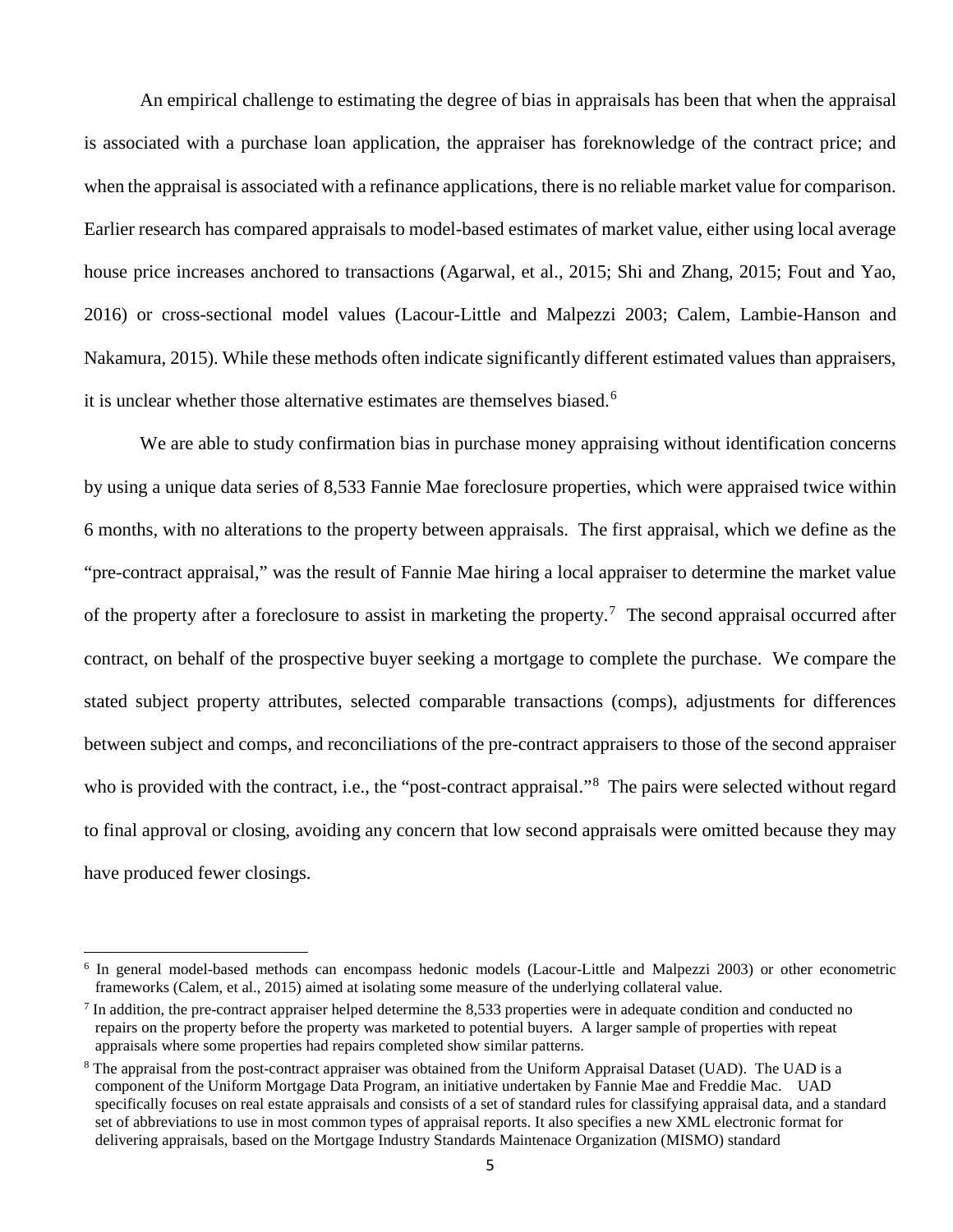An empirical challenge to estimating the degree of bias in appraisals has been that when the appraisal is associated with a purchase loan application, the appraiser has foreknowledge of the contract price; and when the appraisal is associated with a refinance applications, there is no reliable market value for comparison. Earlier research has compared appraisals to model-based estimates of market value, either using local average house price increases anchored to transactions (Agarwal, et al., 2015; Shi and Zhang, 2015; Fout and Yao, 2016) or cross-sectional model values (Lacour-Little and Malpezzi 2003; Calem, Lambie-Hanson and Nakamura, 2015). While these methods often indicate significantly different estimated values than appraisers, it is unclear whether those alternative estimates are themselves biased.[6]

We are able to study confirmation bias in purchase money appraising without identification concerns by using a unique data series of 8,533 Fannie Mae foreclosure properties, which were appraised twice within 6 months, with no alterations to the property between appraisals. The first appraisal, which we define as the "pre-contract appraisal," was the result of Fannie Mae hiring a local appraiser to determine the market value of the property after a foreclosure to assist in marketing the property.[7] The second appraisal occurred after contract, on behalf of the prospective buyer seeking a mortgage to complete the purchase. We compare the stated subject property attributes, selected comparable transactions (comps), adjustments for differences between subject and comps, and reconciliations of the pre-contract appraisers to those of the second appraiser who is provided with the contract, i.e., the "post-contract appraisal."[8] The pairs were selected without regard to final approval or closing, avoiding any concern that low second appraisals were omitted because they may have produced fewer closings.

---

[6] In general model-based methods can encompass hedonic models (Lacour-Little and Malpezzi 2003) or other econometric frameworks (Calem, et al., 2015) aimed at isolating some measure of the underlying collateral value.

[7] In addition, the pre-contract appraiser helped determine the 8,533 properties were in adequate condition and conducted no repairs on the property before the property was marketed to potential buyers. A larger sample of properties with repeat appraisals where some properties had repairs completed show similar patterns.

[8] The appraisal from the post-contract appraiser was obtained from the Uniform Appraisal Dataset (UAD). The UAD is a component of the Uniform Mortgage Data Program, an initiative undertaken by Fannie Mae and Freddie Mac. UAD specifically focuses on real estate appraisals and consists of a set of standard rules for classifying appraisal data, and a standard set of abbreviations to use in most common types of appraisal reports. It also specifies a new XML electronic format for delivering appraisals, based on the Mortgage Industry Standards Maintenace Organization (MISMO) standard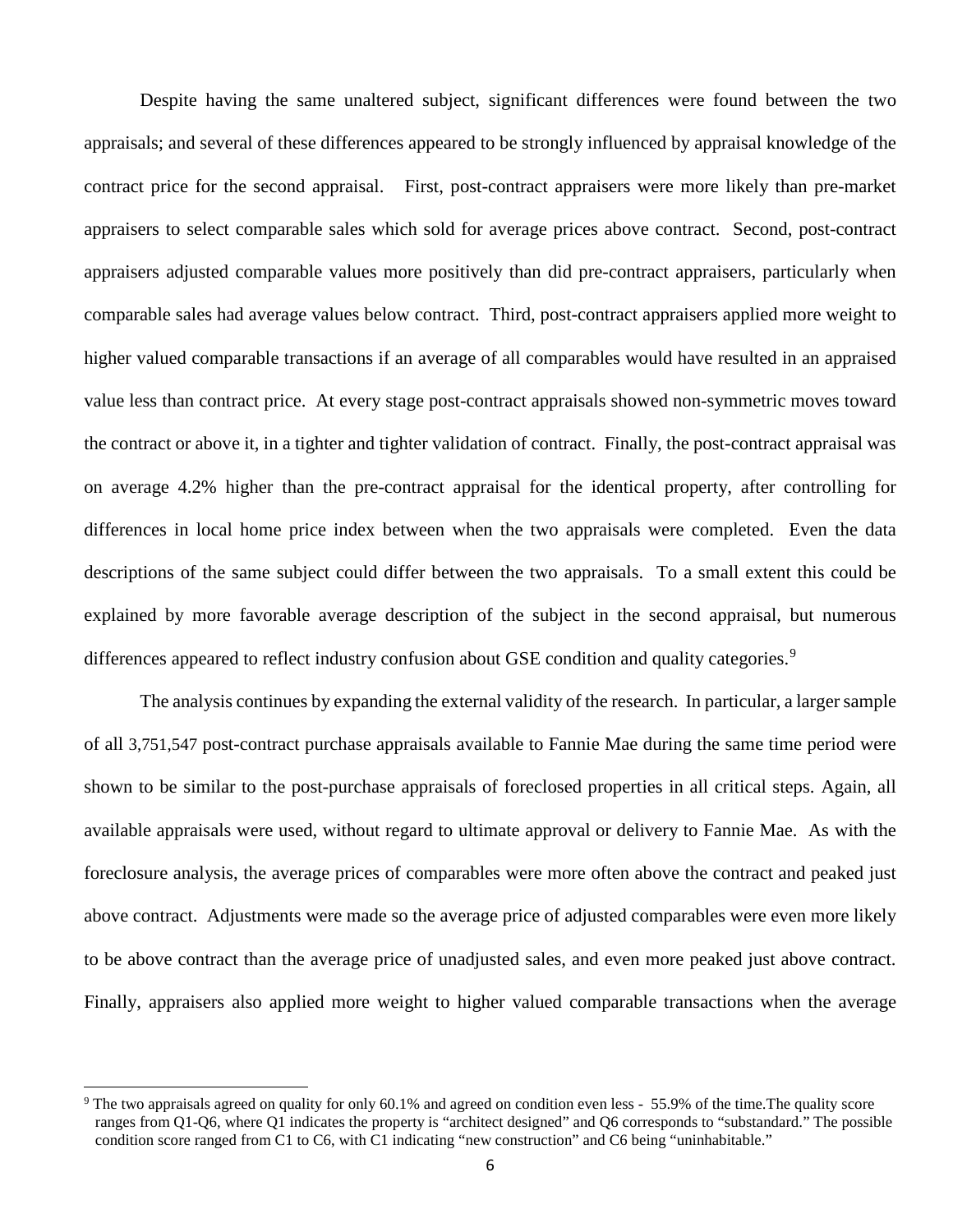Despite having the same unaltered subject, significant differences were found between the two appraisals; and several of these differences appeared to be strongly influenced by appraisal knowledge of the contract price for the second appraisal. First, post-contract appraisers were more likely than pre-market appraisers to select comparable sales which sold for average prices above contract. Second, post-contract appraisers adjusted comparable values more positively than did pre-contract appraisers, particularly when comparable sales had average values below contract. Third, post-contract appraisers applied more weight to higher valued comparable transactions if an average of all comparables would have resulted in an appraised value less than contract price. At every stage post-contract appraisals showed non-symmetric moves toward the contract or above it, in a tighter and tighter validation of contract. Finally, the post-contract appraisal was on average 4.2% higher than the pre-contract appraisal for the identical property, after controlling for differences in local home price index between when the two appraisals were completed. Even the data descriptions of the same subject could differ between the two appraisals. To a small extent this could be explained by more favorable average description of the subject in the second appraisal, but numerous differences appeared to reflect industry confusion about GSE condition and quality categories.[9]

The analysis continues by expanding the external validity of the research. In particular, a larger sample of all 3,751,547 post-contract purchase appraisals available to Fannie Mae during the same time period were shown to be similar to the post-purchase appraisals of foreclosed properties in all critical steps. Again, all available appraisals were used, without regard to ultimate approval or delivery to Fannie Mae. As with the foreclosure analysis, the average prices of comparables were more often above the contract and peaked just above contract. Adjustments were made so the average price of adjusted comparables were even more likely to be above contract than the average price of unadjusted sales, and even more peaked just above contract. Finally, appraisers also applied more weight to higher valued comparable transactions when the average

[9] The two appraisals agreed on quality for only 60.1% and agreed on condition even less - 55.9% of the time.The quality score ranges from Q1-Q6, where Q1 indicates the property is "architect designed" and Q6 corresponds to "substandard." The possible condition score ranged from C1 to C6, with C1 indicating "new construction" and C6 being "uninhabitable."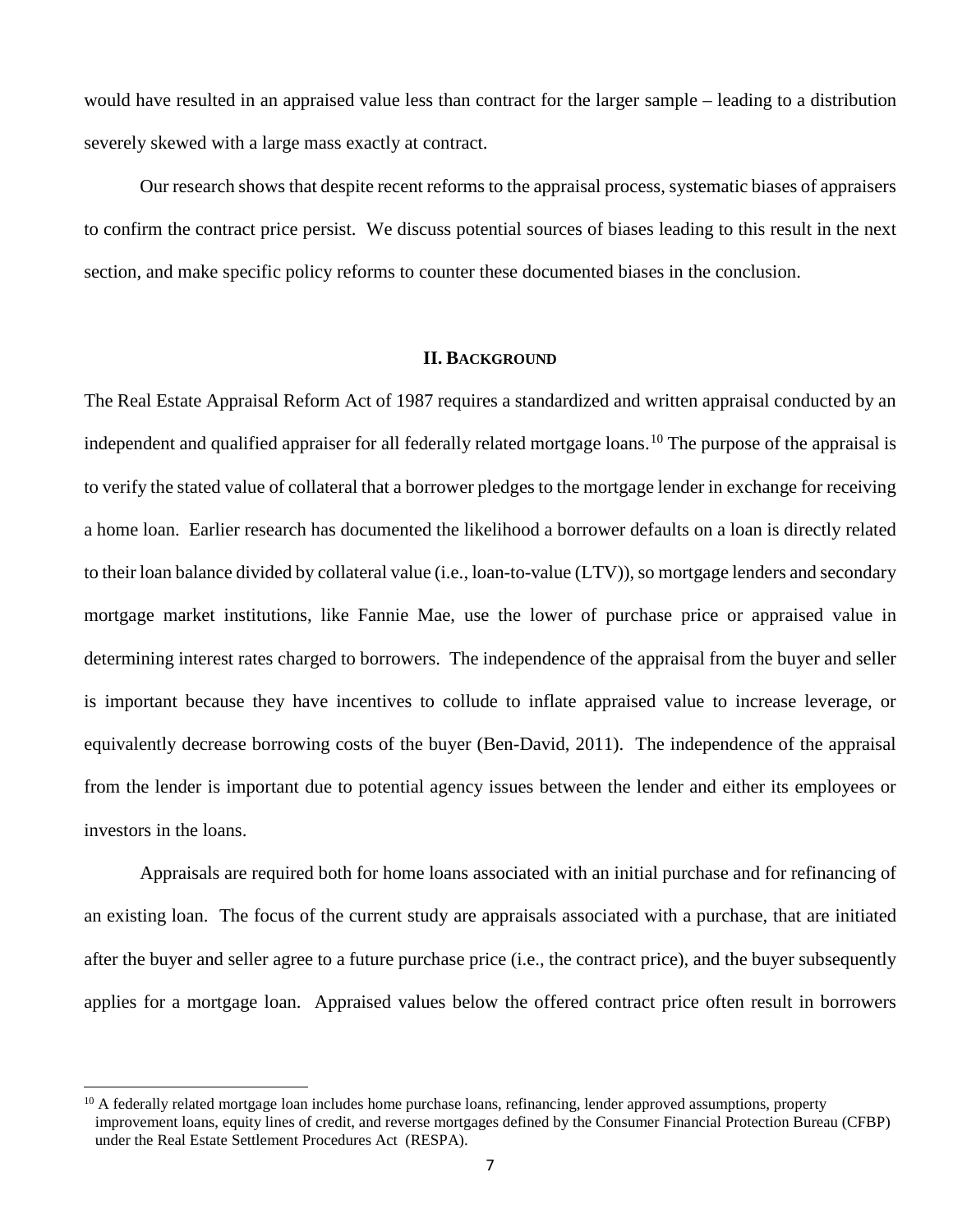would have resulted in an appraised value less than contract for the larger sample – leading to a distribution severely skewed with a large mass exactly at contract.

Our research shows that despite recent reforms to the appraisal process, systematic biases of appraisers to confirm the contract price persist. We discuss potential sources of biases leading to this result in the next section, and make specific policy reforms to counter these documented biases in the conclusion.

## II. BACKGROUND

The Real Estate Appraisal Reform Act of 1987 requires a standardized and written appraisal conducted by an independent and qualified appraiser for all federally related mortgage loans.[10] The purpose of the appraisal is to verify the stated value of collateral that a borrower pledges to the mortgage lender in exchange for receiving a home loan. Earlier research has documented the likelihood a borrower defaults on a loan is directly related to their loan balance divided by collateral value (i.e., loan-to-value (LTV)), so mortgage lenders and secondary mortgage market institutions, like Fannie Mae, use the lower of purchase price or appraised value in determining interest rates charged to borrowers. The independence of the appraisal from the buyer and seller is important because they have incentives to collude to inflate appraised value to increase leverage, or equivalently decrease borrowing costs of the buyer (Ben-David, 2011). The independence of the appraisal from the lender is important due to potential agency issues between the lender and either its employees or investors in the loans.

Appraisals are required both for home loans associated with an initial purchase and for refinancing of an existing loan. The focus of the current study are appraisals associated with a purchase, that are initiated after the buyer and seller agree to a future purchase price (i.e., the contract price), and the buyer subsequently applies for a mortgage loan. Appraised values below the offered contract price often result in borrowers

[10] A federally related mortgage loan includes home purchase loans, refinancing, lender approved assumptions, property improvement loans, equity lines of credit, and reverse mortgages defined by the Consumer Financial Protection Bureau (CFBP) under the Real Estate Settlement Procedures Act (RESPA).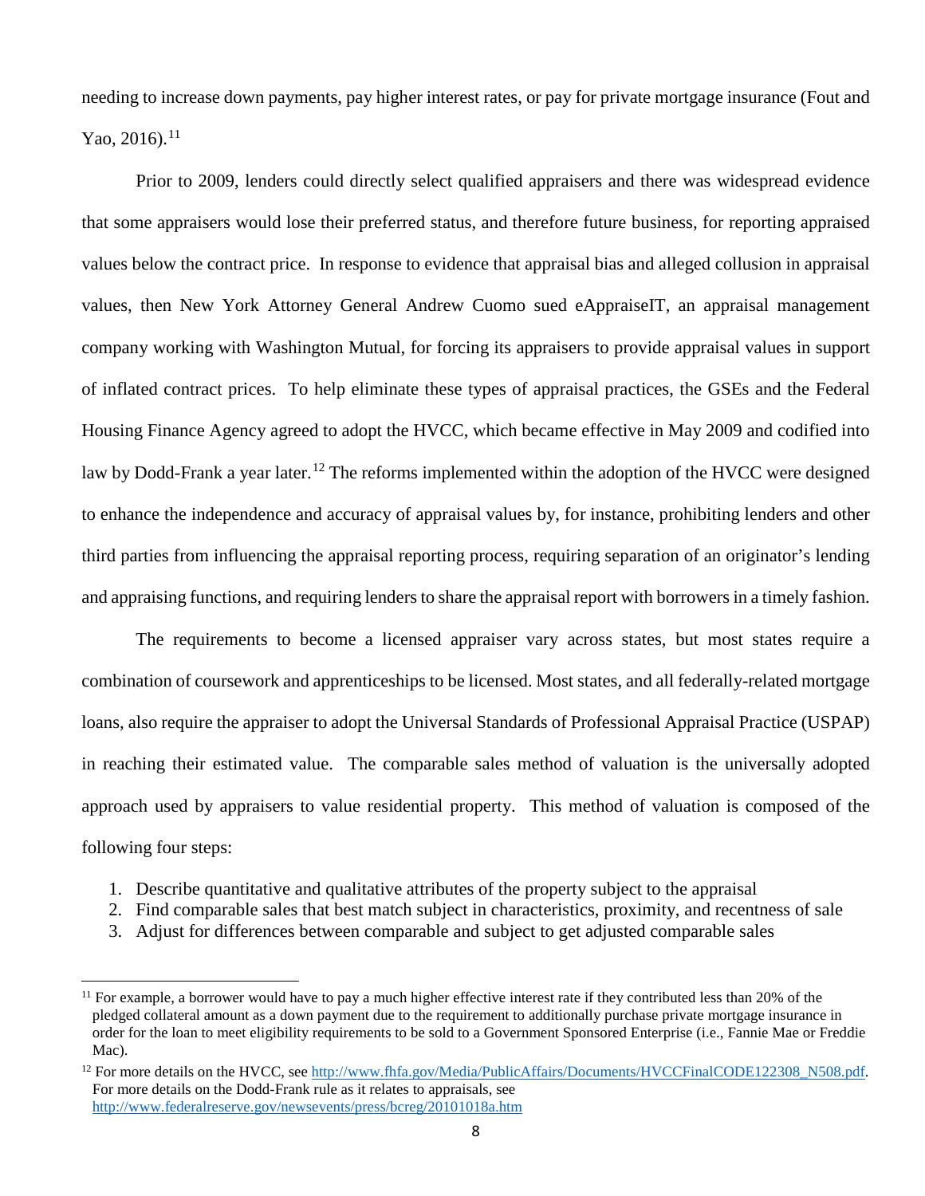needing to increase down payments, pay higher interest rates, or pay for private mortgage insurance (Fout and Yao, 2016).[11]

Prior to 2009, lenders could directly select qualified appraisers and there was widespread evidence that some appraisers would lose their preferred status, and therefore future business, for reporting appraised values below the contract price. In response to evidence that appraisal bias and alleged collusion in appraisal values, then New York Attorney General Andrew Cuomo sued eAppraiseIT, an appraisal management company working with Washington Mutual, for forcing its appraisers to provide appraisal values in support of inflated contract prices. To help eliminate these types of appraisal practices, the GSEs and the Federal Housing Finance Agency agreed to adopt the HVCC, which became effective in May 2009 and codified into law by Dodd-Frank a year later.[12] The reforms implemented within the adoption of the HVCC were designed to enhance the independence and accuracy of appraisal values by, for instance, prohibiting lenders and other third parties from influencing the appraisal reporting process, requiring separation of an originator's lending and appraising functions, and requiring lenders to share the appraisal report with borrowers in a timely fashion.

The requirements to become a licensed appraiser vary across states, but most states require a combination of coursework and apprenticeships to be licensed. Most states, and all federally-related mortgage loans, also require the appraiser to adopt the Universal Standards of Professional Appraisal Practice (USPAP) in reaching their estimated value. The comparable sales method of valuation is the universally adopted approach used by appraisers to value residential property. This method of valuation is composed of the following four steps:

1. Describe quantitative and qualitative attributes of the property subject to the appraisal
2. Find comparable sales that best match subject in characteristics, proximity, and recentness of sale
3. Adjust for differences between comparable and subject to get adjusted comparable sales

---

[11] For example, a borrower would have to pay a much higher effective interest rate if they contributed less than 20% of the pledged collateral amount as a down payment due to the requirement to additionally purchase private mortgage insurance in order for the loan to meet eligibility requirements to be sold to a Government Sponsored Enterprise (i.e., Fannie Mae or Freddie Mac).

[12] For more details on the HVCC, see http://www.fhfa.gov/Media/PublicAffairs/Documents/HVCCFinalCODE122308_N508.pdf. For more details on the Dodd-Frank rule as it relates to appraisals, see http://www.federalreserve.gov/newsevents/press/bcreg/20101018a.htm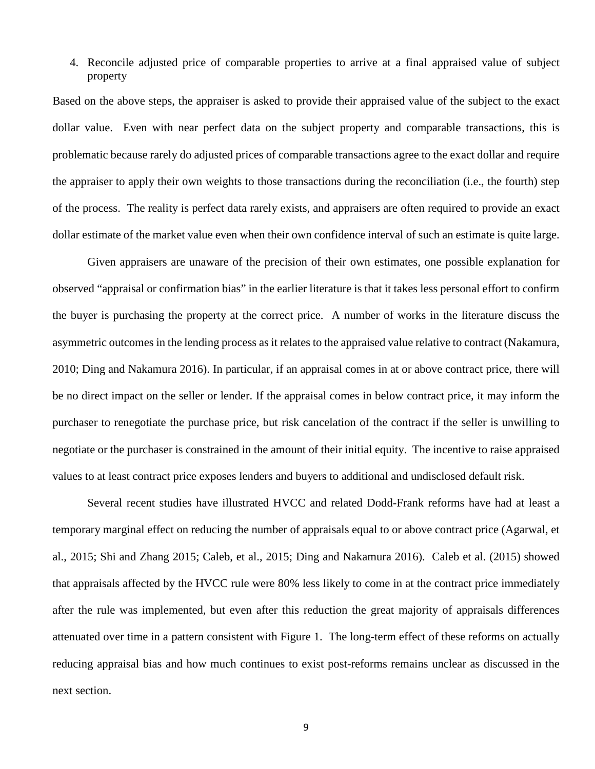4. Reconcile adjusted price of comparable properties to arrive at a final appraised value of subject property

Based on the above steps, the appraiser is asked to provide their appraised value of the subject to the exact dollar value. Even with near perfect data on the subject property and comparable transactions, this is problematic because rarely do adjusted prices of comparable transactions agree to the exact dollar and require the appraiser to apply their own weights to those transactions during the reconciliation (i.e., the fourth) step of the process. The reality is perfect data rarely exists, and appraisers are often required to provide an exact dollar estimate of the market value even when their own confidence interval of such an estimate is quite large.

Given appraisers are unaware of the precision of their own estimates, one possible explanation for observed "appraisal or confirmation bias" in the earlier literature is that it takes less personal effort to confirm the buyer is purchasing the property at the correct price. A number of works in the literature discuss the asymmetric outcomes in the lending process as it relates to the appraised value relative to contract (Nakamura, 2010; Ding and Nakamura 2016). In particular, if an appraisal comes in at or above contract price, there will be no direct impact on the seller or lender. If the appraisal comes in below contract price, it may inform the purchaser to renegotiate the purchase price, but risk cancelation of the contract if the seller is unwilling to negotiate or the purchaser is constrained in the amount of their initial equity. The incentive to raise appraised values to at least contract price exposes lenders and buyers to additional and undisclosed default risk.

Several recent studies have illustrated HVCC and related Dodd-Frank reforms have had at least a temporary marginal effect on reducing the number of appraisals equal to or above contract price (Agarwal, et al., 2015; Shi and Zhang 2015; Caleb, et al., 2015; Ding and Nakamura 2016). Caleb et al. (2015) showed that appraisals affected by the HVCC rule were 80% less likely to come in at the contract price immediately after the rule was implemented, but even after this reduction the great majority of appraisals differences attenuated over time in a pattern consistent with Figure 1. The long-term effect of these reforms on actually reducing appraisal bias and how much continues to exist post-reforms remains unclear as discussed in the next section.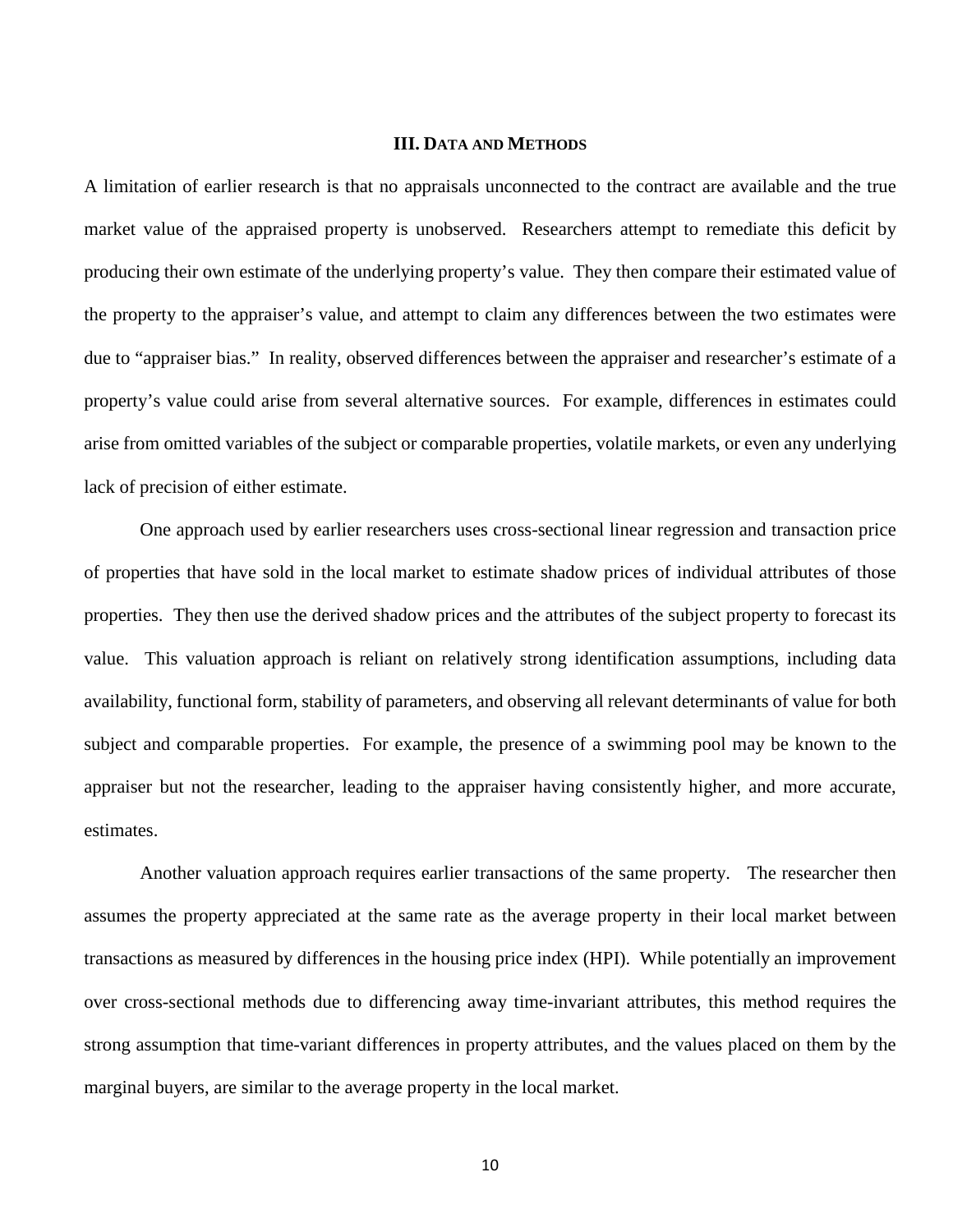## III. DATA AND METHODS

A limitation of earlier research is that no appraisals unconnected to the contract are available and the true market value of the appraised property is unobserved. Researchers attempt to remediate this deficit by producing their own estimate of the underlying property's value. They then compare their estimated value of the property to the appraiser's value, and attempt to claim any differences between the two estimates were due to "appraiser bias." In reality, observed differences between the appraiser and researcher's estimate of a property's value could arise from several alternative sources. For example, differences in estimates could arise from omitted variables of the subject or comparable properties, volatile markets, or even any underlying lack of precision of either estimate.

One approach used by earlier researchers uses cross-sectional linear regression and transaction price of properties that have sold in the local market to estimate shadow prices of individual attributes of those properties. They then use the derived shadow prices and the attributes of the subject property to forecast its value. This valuation approach is reliant on relatively strong identification assumptions, including data availability, functional form, stability of parameters, and observing all relevant determinants of value for both subject and comparable properties. For example, the presence of a swimming pool may be known to the appraiser but not the researcher, leading to the appraiser having consistently higher, and more accurate, estimates.

Another valuation approach requires earlier transactions of the same property. The researcher then assumes the property appreciated at the same rate as the average property in their local market between transactions as measured by differences in the housing price index (HPI). While potentially an improvement over cross-sectional methods due to differencing away time-invariant attributes, this method requires the strong assumption that time-variant differences in property attributes, and the values placed on them by the marginal buyers, are similar to the average property in the local market.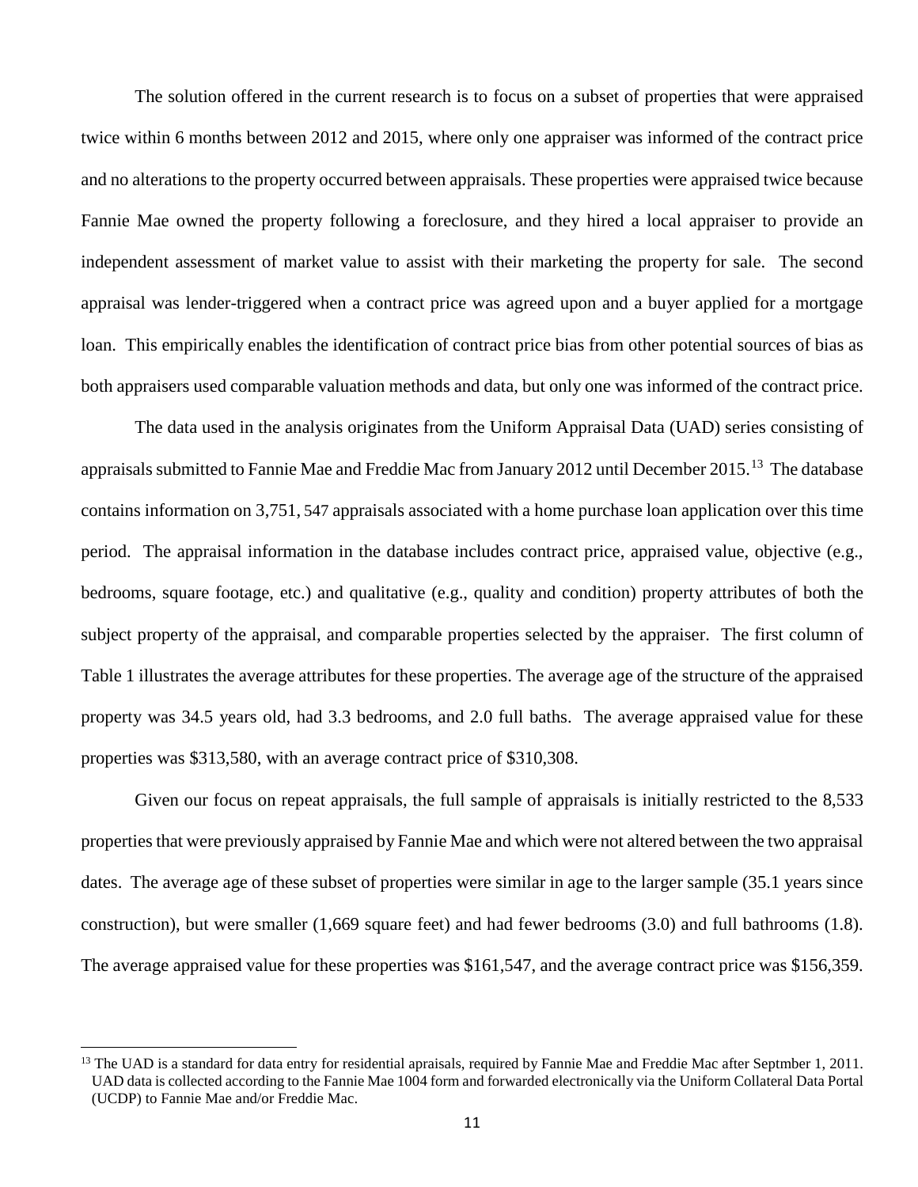The solution offered in the current research is to focus on a subset of properties that were appraised twice within 6 months between 2012 and 2015, where only one appraiser was informed of the contract price and no alterations to the property occurred between appraisals. These properties were appraised twice because Fannie Mae owned the property following a foreclosure, and they hired a local appraiser to provide an independent assessment of market value to assist with their marketing the property for sale. The second appraisal was lender-triggered when a contract price was agreed upon and a buyer applied for a mortgage loan. This empirically enables the identification of contract price bias from other potential sources of bias as both appraisers used comparable valuation methods and data, but only one was informed of the contract price.

The data used in the analysis originates from the Uniform Appraisal Data (UAD) series consisting of appraisals submitted to Fannie Mae and Freddie Mac from January 2012 until December 2015.[13] The database contains information on 3,751, 547 appraisals associated with a home purchase loan application over this time period. The appraisal information in the database includes contract price, appraised value, objective (e.g., bedrooms, square footage, etc.) and qualitative (e.g., quality and condition) property attributes of both the subject property of the appraisal, and comparable properties selected by the appraiser. The first column of Table 1 illustrates the average attributes for these properties. The average age of the structure of the appraised property was 34.5 years old, had 3.3 bedrooms, and 2.0 full baths. The average appraised value for these properties was $313,580, with an average contract price of $310,308.

Given our focus on repeat appraisals, the full sample of appraisals is initially restricted to the 8,533 properties that were previously appraised by Fannie Mae and which were not altered between the two appraisal dates. The average age of these subset of properties were similar in age to the larger sample (35.1 years since construction), but were smaller (1,669 square feet) and had fewer bedrooms (3.0) and full bathrooms (1.8). The average appraised value for these properties was $161,547, and the average contract price was $156,359.

[13] The UAD is a standard for data entry for residential apraisals, required by Fannie Mae and Freddie Mac after Septmber 1, 2011. UAD data is collected according to the Fannie Mae 1004 form and forwarded electronically via the Uniform Collateral Data Portal (UCDP) to Fannie Mae and/or Freddie Mac.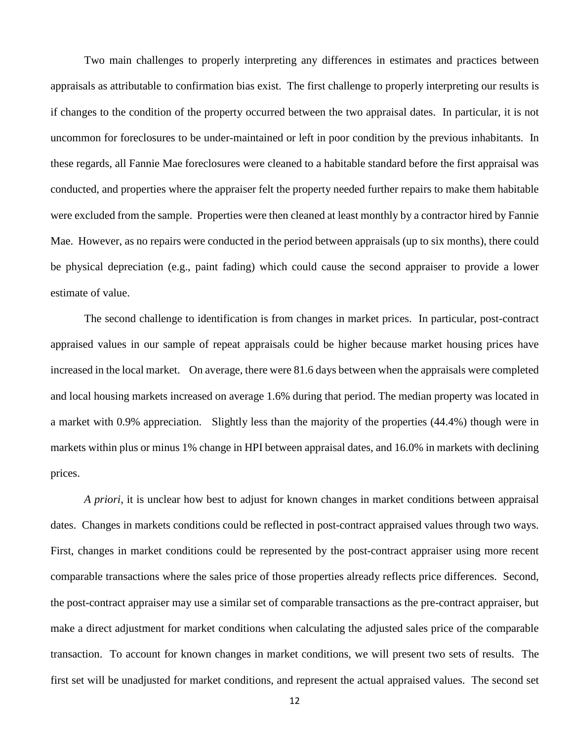Two main challenges to properly interpreting any differences in estimates and practices between appraisals as attributable to confirmation bias exist. The first challenge to properly interpreting our results is if changes to the condition of the property occurred between the two appraisal dates. In particular, it is not uncommon for foreclosures to be under-maintained or left in poor condition by the previous inhabitants. In these regards, all Fannie Mae foreclosures were cleaned to a habitable standard before the first appraisal was conducted, and properties where the appraiser felt the property needed further repairs to make them habitable were excluded from the sample. Properties were then cleaned at least monthly by a contractor hired by Fannie Mae. However, as no repairs were conducted in the period between appraisals (up to six months), there could be physical depreciation (e.g., paint fading) which could cause the second appraiser to provide a lower estimate of value.

The second challenge to identification is from changes in market prices. In particular, post-contract appraised values in our sample of repeat appraisals could be higher because market housing prices have increased in the local market. On average, there were 81.6 days between when the appraisals were completed and local housing markets increased on average 1.6% during that period. The median property was located in a market with 0.9% appreciation. Slightly less than the majority of the properties (44.4%) though were in markets within plus or minus 1% change in HPI between appraisal dates, and 16.0% in markets with declining prices.

*A priori*, it is unclear how best to adjust for known changes in market conditions between appraisal dates. Changes in markets conditions could be reflected in post-contract appraised values through two ways. First, changes in market conditions could be represented by the post-contract appraiser using more recent comparable transactions where the sales price of those properties already reflects price differences. Second, the post-contract appraiser may use a similar set of comparable transactions as the pre-contract appraiser, but make a direct adjustment for market conditions when calculating the adjusted sales price of the comparable transaction. To account for known changes in market conditions, we will present two sets of results. The first set will be unadjusted for market conditions, and represent the actual appraised values. The second set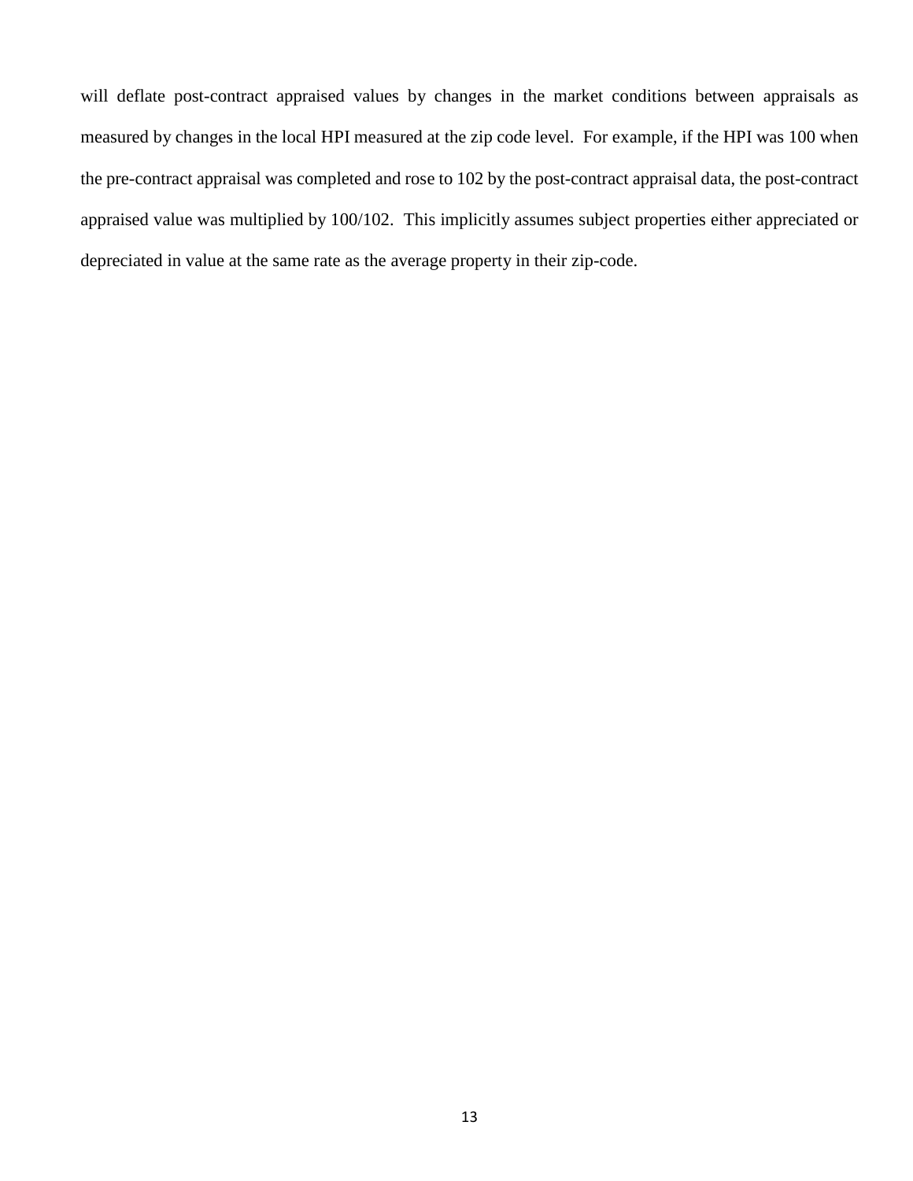will deflate post-contract appraised values by changes in the market conditions between appraisals as measured by changes in the local HPI measured at the zip code level. For example, if the HPI was 100 when the pre-contract appraisal was completed and rose to 102 by the post-contract appraisal data, the post-contract appraised value was multiplied by 100/102. This implicitly assumes subject properties either appreciated or depreciated in value at the same rate as the average property in their zip-code.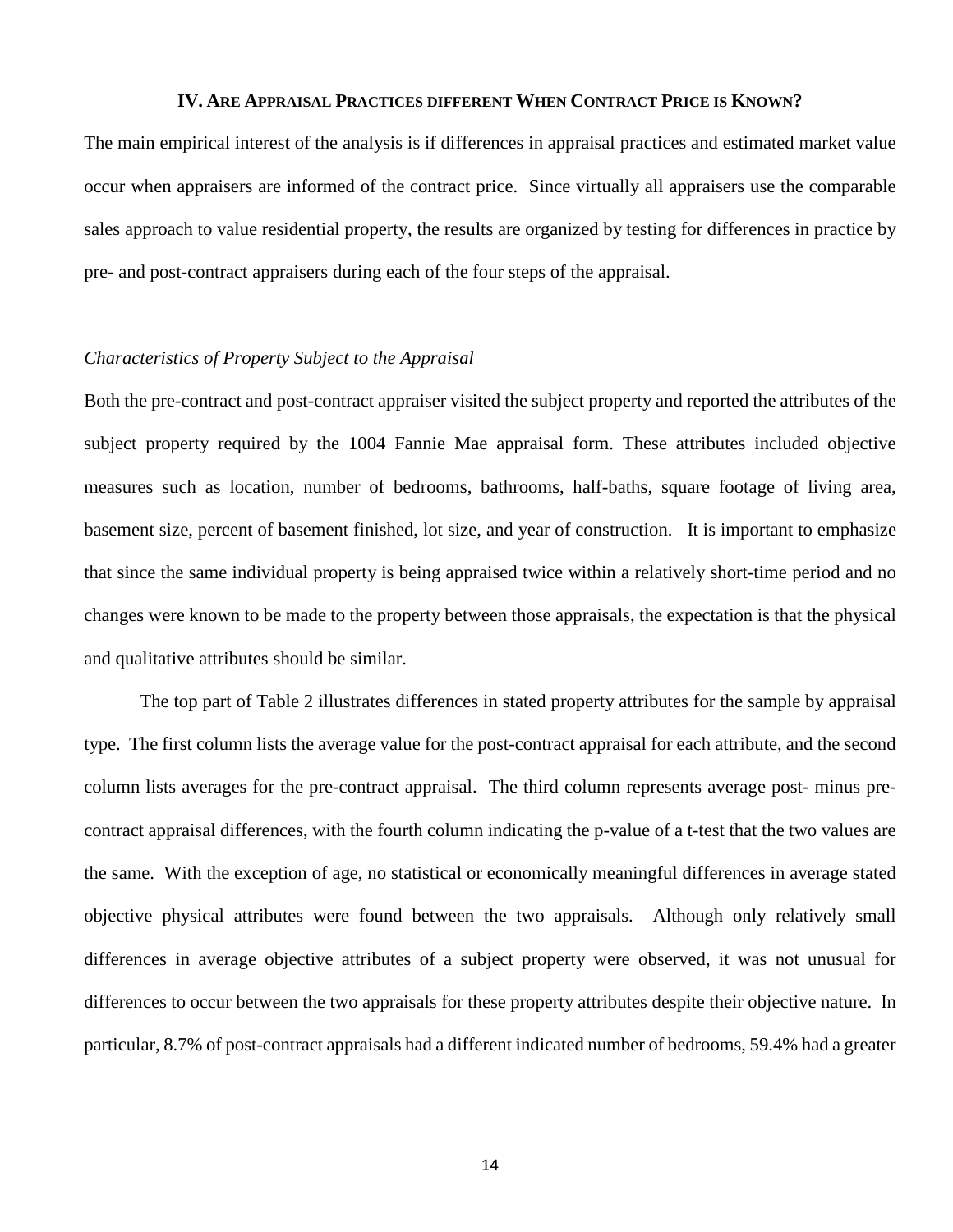## IV. Are Appraisal Practices different When Contract Price is Known?

The main empirical interest of the analysis is if differences in appraisal practices and estimated market value occur when appraisers are informed of the contract price. Since virtually all appraisers use the comparable sales approach to value residential property, the results are organized by testing for differences in practice by pre- and post-contract appraisers during each of the four steps of the appraisal.

### *Characteristics of Property Subject to the Appraisal*

Both the pre-contract and post-contract appraiser visited the subject property and reported the attributes of the subject property required by the 1004 Fannie Mae appraisal form. These attributes included objective measures such as location, number of bedrooms, bathrooms, half-baths, square footage of living area, basement size, percent of basement finished, lot size, and year of construction. It is important to emphasize that since the same individual property is being appraised twice within a relatively short-time period and no changes were known to be made to the property between those appraisals, the expectation is that the physical and qualitative attributes should be similar.

The top part of Table 2 illustrates differences in stated property attributes for the sample by appraisal type. The first column lists the average value for the post-contract appraisal for each attribute, and the second column lists averages for the pre-contract appraisal. The third column represents average post- minus pre-contract appraisal differences, with the fourth column indicating the p-value of a t-test that the two values are the same. With the exception of age, no statistical or economically meaningful differences in average stated objective physical attributes were found between the two appraisals. Although only relatively small differences in average objective attributes of a subject property were observed, it was not unusual for differences to occur between the two appraisals for these property attributes despite their objective nature. In particular, 8.7% of post-contract appraisals had a different indicated number of bedrooms, 59.4% had a greater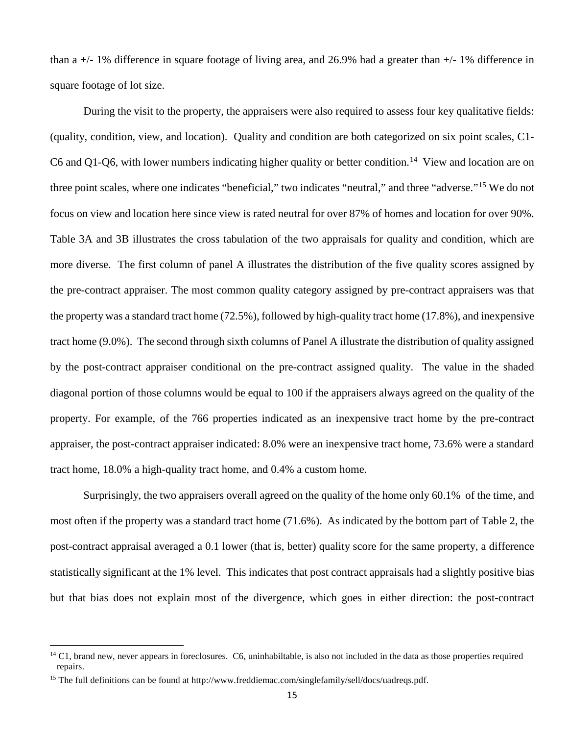than a +/- 1% difference in square footage of living area, and 26.9% had a greater than +/- 1% difference in square footage of lot size.

During the visit to the property, the appraisers were also required to assess four key qualitative fields: (quality, condition, view, and location). Quality and condition are both categorized on six point scales, C1-C6 and Q1-Q6, with lower numbers indicating higher quality or better condition.[14] View and location are on three point scales, where one indicates "beneficial," two indicates "neutral," and three "adverse."[15] We do not focus on view and location here since view is rated neutral for over 87% of homes and location for over 90%. Table 3A and 3B illustrates the cross tabulation of the two appraisals for quality and condition, which are more diverse. The first column of panel A illustrates the distribution of the five quality scores assigned by the pre-contract appraiser. The most common quality category assigned by pre-contract appraisers was that the property was a standard tract home (72.5%), followed by high-quality tract home (17.8%), and inexpensive tract home (9.0%). The second through sixth columns of Panel A illustrate the distribution of quality assigned by the post-contract appraiser conditional on the pre-contract assigned quality. The value in the shaded diagonal portion of those columns would be equal to 100 if the appraisers always agreed on the quality of the property. For example, of the 766 properties indicated as an inexpensive tract home by the pre-contract appraiser, the post-contract appraiser indicated: 8.0% were an inexpensive tract home, 73.6% were a standard tract home, 18.0% a high-quality tract home, and 0.4% a custom home.

Surprisingly, the two appraisers overall agreed on the quality of the home only 60.1% of the time, and most often if the property was a standard tract home (71.6%). As indicated by the bottom part of Table 2, the post-contract appraisal averaged a 0.1 lower (that is, better) quality score for the same property, a difference statistically significant at the 1% level. This indicates that post contract appraisals had a slightly positive bias but that bias does not explain most of the divergence, which goes in either direction: the post-contract

[14] C1, brand new, never appears in foreclosures. C6, uninhabiltable, is also not included in the data as those properties required repairs.

[15] The full definitions can be found at http://www.freddiemac.com/singlefamily/sell/docs/uadreqs.pdf.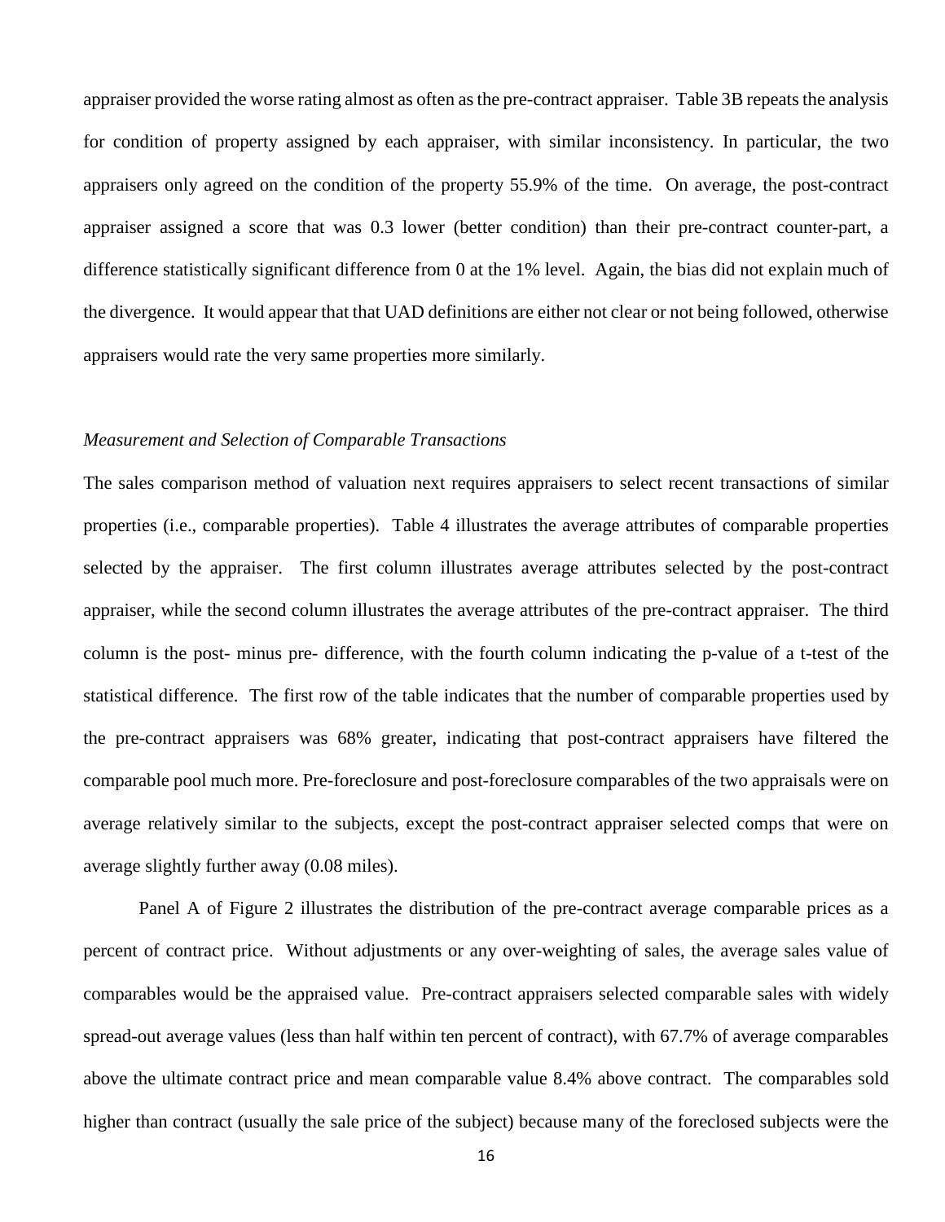appraiser provided the worse rating almost as often as the pre-contract appraiser. Table 3B repeats the analysis for condition of property assigned by each appraiser, with similar inconsistency. In particular, the two appraisers only agreed on the condition of the property 55.9% of the time. On average, the post-contract appraiser assigned a score that was 0.3 lower (better condition) than their pre-contract counter-part, a difference statistically significant difference from 0 at the 1% level. Again, the bias did not explain much of the divergence. It would appear that that UAD definitions are either not clear or not being followed, otherwise appraisers would rate the very same properties more similarly.

*Measurement and Selection of Comparable Transactions*

The sales comparison method of valuation next requires appraisers to select recent transactions of similar properties (i.e., comparable properties). Table 4 illustrates the average attributes of comparable properties selected by the appraiser. The first column illustrates average attributes selected by the post-contract appraiser, while the second column illustrates the average attributes of the pre-contract appraiser. The third column is the post- minus pre- difference, with the fourth column indicating the p-value of a t-test of the statistical difference. The first row of the table indicates that the number of comparable properties used by the pre-contract appraisers was 68% greater, indicating that post-contract appraisers have filtered the comparable pool much more. Pre-foreclosure and post-foreclosure comparables of the two appraisals were on average relatively similar to the subjects, except the post-contract appraiser selected comps that were on average slightly further away (0.08 miles).

Panel A of Figure 2 illustrates the distribution of the pre-contract average comparable prices as a percent of contract price. Without adjustments or any over-weighting of sales, the average sales value of comparables would be the appraised value. Pre-contract appraisers selected comparable sales with widely spread-out average values (less than half within ten percent of contract), with 67.7% of average comparables above the ultimate contract price and mean comparable value 8.4% above contract. The comparables sold higher than contract (usually the sale price of the subject) because many of the foreclosed subjects were the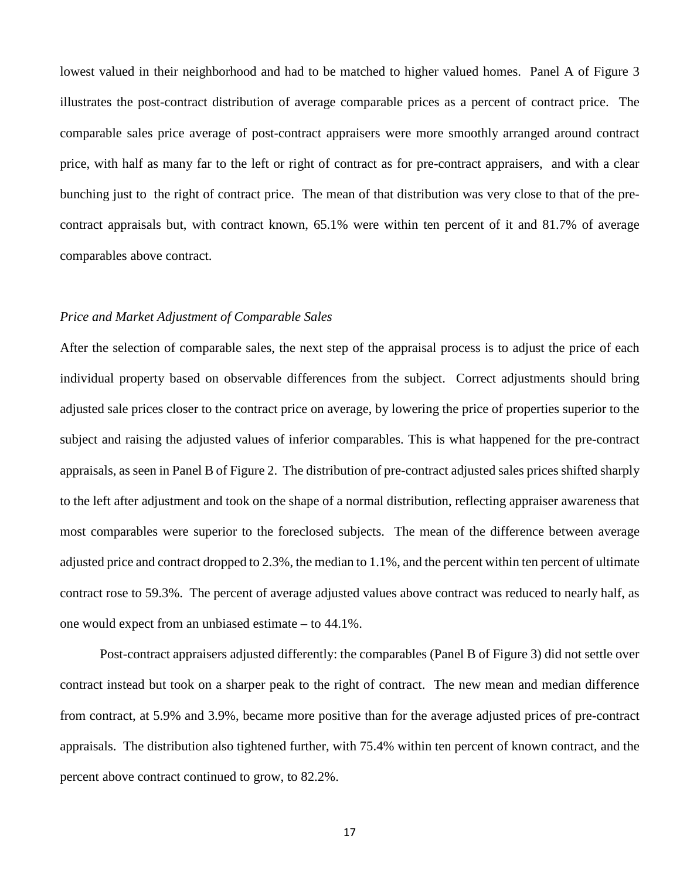lowest valued in their neighborhood and had to be matched to higher valued homes. Panel A of Figure 3 illustrates the post-contract distribution of average comparable prices as a percent of contract price. The comparable sales price average of post-contract appraisers were more smoothly arranged around contract price, with half as many far to the left or right of contract as for pre-contract appraisers, and with a clear bunching just to the right of contract price. The mean of that distribution was very close to that of the pre-contract appraisals but, with contract known, 65.1% were within ten percent of it and 81.7% of average comparables above contract.

*Price and Market Adjustment of Comparable Sales*

After the selection of comparable sales, the next step of the appraisal process is to adjust the price of each individual property based on observable differences from the subject. Correct adjustments should bring adjusted sale prices closer to the contract price on average, by lowering the price of properties superior to the subject and raising the adjusted values of inferior comparables. This is what happened for the pre-contract appraisals, as seen in Panel B of Figure 2. The distribution of pre-contract adjusted sales prices shifted sharply to the left after adjustment and took on the shape of a normal distribution, reflecting appraiser awareness that most comparables were superior to the foreclosed subjects. The mean of the difference between average adjusted price and contract dropped to 2.3%, the median to 1.1%, and the percent within ten percent of ultimate contract rose to 59.3%. The percent of average adjusted values above contract was reduced to nearly half, as one would expect from an unbiased estimate – to 44.1%.

Post-contract appraisers adjusted differently: the comparables (Panel B of Figure 3) did not settle over contract instead but took on a sharper peak to the right of contract. The new mean and median difference from contract, at 5.9% and 3.9%, became more positive than for the average adjusted prices of pre-contract appraisals. The distribution also tightened further, with 75.4% within ten percent of known contract, and the percent above contract continued to grow, to 82.2%.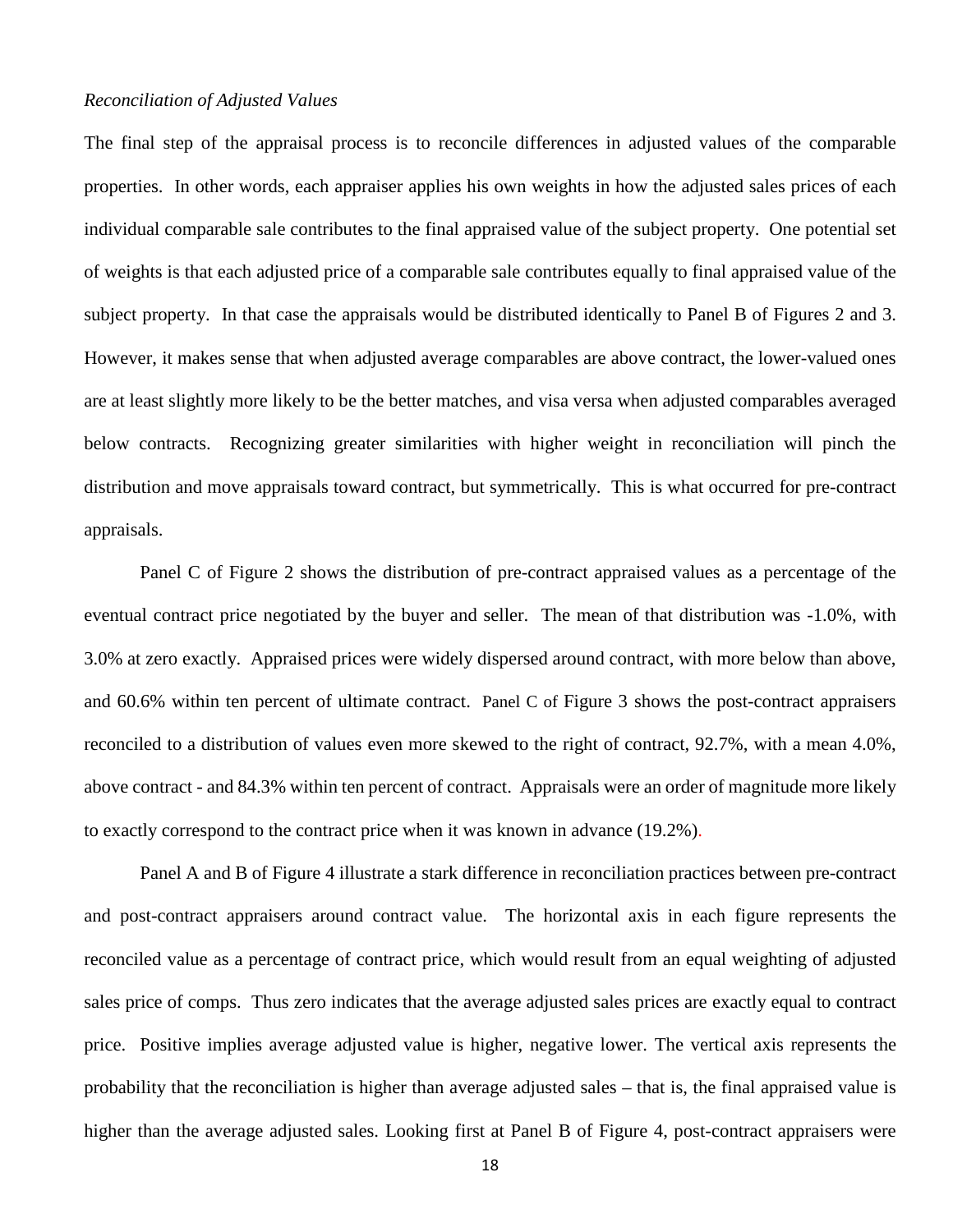*Reconciliation of Adjusted Values*

The final step of the appraisal process is to reconcile differences in adjusted values of the comparable properties. In other words, each appraiser applies his own weights in how the adjusted sales prices of each individual comparable sale contributes to the final appraised value of the subject property. One potential set of weights is that each adjusted price of a comparable sale contributes equally to final appraised value of the subject property. In that case the appraisals would be distributed identically to Panel B of Figures 2 and 3. However, it makes sense that when adjusted average comparables are above contract, the lower-valued ones are at least slightly more likely to be the better matches, and visa versa when adjusted comparables averaged below contracts. Recognizing greater similarities with higher weight in reconciliation will pinch the distribution and move appraisals toward contract, but symmetrically. This is what occurred for pre-contract appraisals.

Panel C of Figure 2 shows the distribution of pre-contract appraised values as a percentage of the eventual contract price negotiated by the buyer and seller. The mean of that distribution was -1.0%, with 3.0% at zero exactly. Appraised prices were widely dispersed around contract, with more below than above, and 60.6% within ten percent of ultimate contract. Panel C of Figure 3 shows the post-contract appraisers reconciled to a distribution of values even more skewed to the right of contract, 92.7%, with a mean 4.0%, above contract - and 84.3% within ten percent of contract. Appraisals were an order of magnitude more likely to exactly correspond to the contract price when it was known in advance (19.2%).

Panel A and B of Figure 4 illustrate a stark difference in reconciliation practices between pre-contract and post-contract appraisers around contract value. The horizontal axis in each figure represents the reconciled value as a percentage of contract price, which would result from an equal weighting of adjusted sales price of comps. Thus zero indicates that the average adjusted sales prices are exactly equal to contract price. Positive implies average adjusted value is higher, negative lower. The vertical axis represents the probability that the reconciliation is higher than average adjusted sales – that is, the final appraised value is higher than the average adjusted sales. Looking first at Panel B of Figure 4, post-contract appraisers were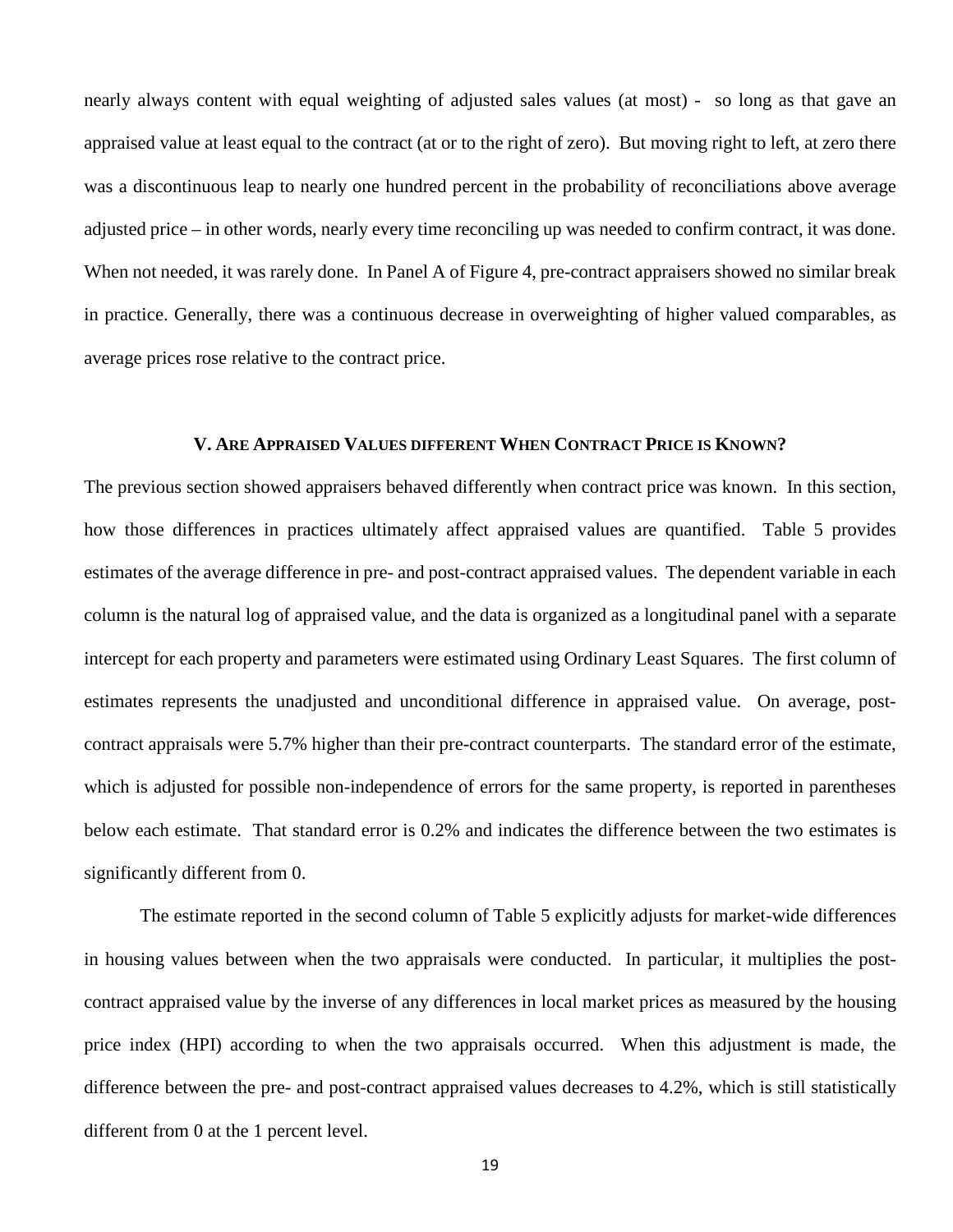nearly always content with equal weighting of adjusted sales values (at most) - so long as that gave an appraised value at least equal to the contract (at or to the right of zero). But moving right to left, at zero there was a discontinuous leap to nearly one hundred percent in the probability of reconciliations above average adjusted price – in other words, nearly every time reconciling up was needed to confirm contract, it was done. When not needed, it was rarely done. In Panel A of Figure 4, pre-contract appraisers showed no similar break in practice. Generally, there was a continuous decrease in overweighting of higher valued comparables, as average prices rose relative to the contract price.

## V. ARE APPRAISED VALUES DIFFERENT WHEN CONTRACT PRICE IS KNOWN?

The previous section showed appraisers behaved differently when contract price was known. In this section, how those differences in practices ultimately affect appraised values are quantified. Table 5 provides estimates of the average difference in pre- and post-contract appraised values. The dependent variable in each column is the natural log of appraised value, and the data is organized as a longitudinal panel with a separate intercept for each property and parameters were estimated using Ordinary Least Squares. The first column of estimates represents the unadjusted and unconditional difference in appraised value. On average, post-contract appraisals were 5.7% higher than their pre-contract counterparts. The standard error of the estimate, which is adjusted for possible non-independence of errors for the same property, is reported in parentheses below each estimate. That standard error is 0.2% and indicates the difference between the two estimates is significantly different from 0.

The estimate reported in the second column of Table 5 explicitly adjusts for market-wide differences in housing values between when the two appraisals were conducted. In particular, it multiplies the post-contract appraised value by the inverse of any differences in local market prices as measured by the housing price index (HPI) according to when the two appraisals occurred. When this adjustment is made, the difference between the pre- and post-contract appraised values decreases to 4.2%, which is still statistically different from 0 at the 1 percent level.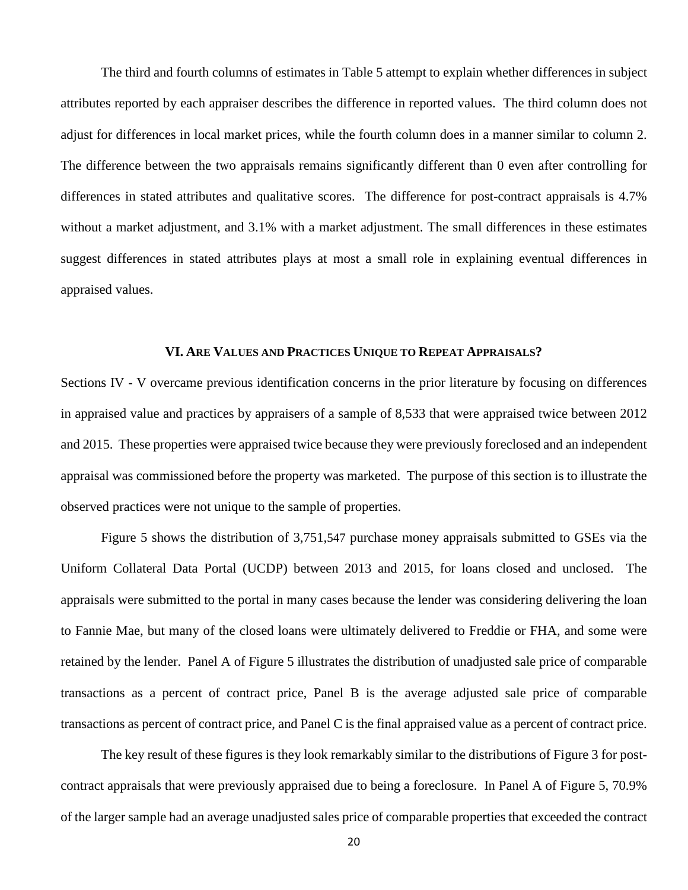The third and fourth columns of estimates in Table 5 attempt to explain whether differences in subject attributes reported by each appraiser describes the difference in reported values. The third column does not adjust for differences in local market prices, while the fourth column does in a manner similar to column 2. The difference between the two appraisals remains significantly different than 0 even after controlling for differences in stated attributes and qualitative scores. The difference for post-contract appraisals is 4.7% without a market adjustment, and 3.1% with a market adjustment. The small differences in these estimates suggest differences in stated attributes plays at most a small role in explaining eventual differences in appraised values.

## VI. ARE VALUES AND PRACTICES UNIQUE TO REPEAT APPRAISALS?

Sections IV - V overcame previous identification concerns in the prior literature by focusing on differences in appraised value and practices by appraisers of a sample of 8,533 that were appraised twice between 2012 and 2015. These properties were appraised twice because they were previously foreclosed and an independent appraisal was commissioned before the property was marketed. The purpose of this section is to illustrate the observed practices were not unique to the sample of properties.

Figure 5 shows the distribution of 3,751,547 purchase money appraisals submitted to GSEs via the Uniform Collateral Data Portal (UCDP) between 2013 and 2015, for loans closed and unclosed. The appraisals were submitted to the portal in many cases because the lender was considering delivering the loan to Fannie Mae, but many of the closed loans were ultimately delivered to Freddie or FHA, and some were retained by the lender. Panel A of Figure 5 illustrates the distribution of unadjusted sale price of comparable transactions as a percent of contract price, Panel B is the average adjusted sale price of comparable transactions as percent of contract price, and Panel C is the final appraised value as a percent of contract price.

The key result of these figures is they look remarkably similar to the distributions of Figure 3 for post-contract appraisals that were previously appraised due to being a foreclosure. In Panel A of Figure 5, 70.9% of the larger sample had an average unadjusted sales price of comparable properties that exceeded the contract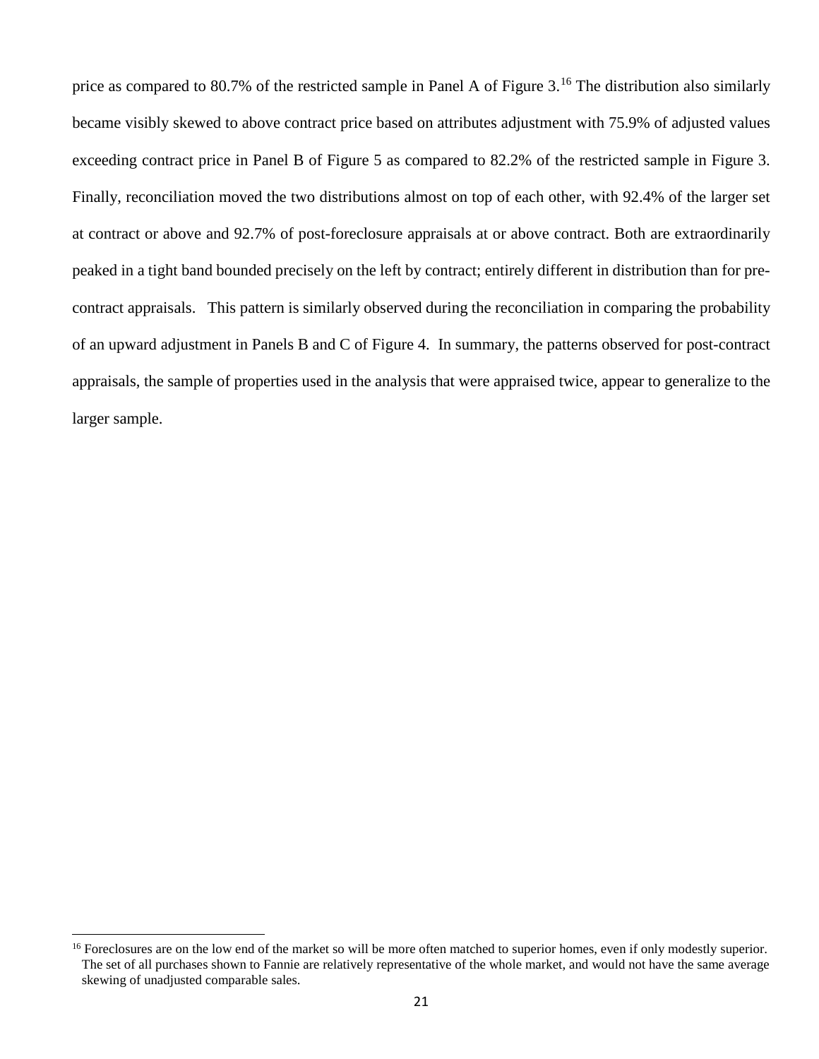price as compared to 80.7% of the restricted sample in Panel A of Figure 3.[16] The distribution also similarly became visibly skewed to above contract price based on attributes adjustment with 75.9% of adjusted values exceeding contract price in Panel B of Figure 5 as compared to 82.2% of the restricted sample in Figure 3. Finally, reconciliation moved the two distributions almost on top of each other, with 92.4% of the larger set at contract or above and 92.7% of post-foreclosure appraisals at or above contract. Both are extraordinarily peaked in a tight band bounded precisely on the left by contract; entirely different in distribution than for pre-contract appraisals. This pattern is similarly observed during the reconciliation in comparing the probability of an upward adjustment in Panels B and C of Figure 4. In summary, the patterns observed for post-contract appraisals, the sample of properties used in the analysis that were appraised twice, appear to generalize to the larger sample.

[16] Foreclosures are on the low end of the market so will be more often matched to superior homes, even if only modestly superior. The set of all purchases shown to Fannie are relatively representative of the whole market, and would not have the same average skewing of unadjusted comparable sales.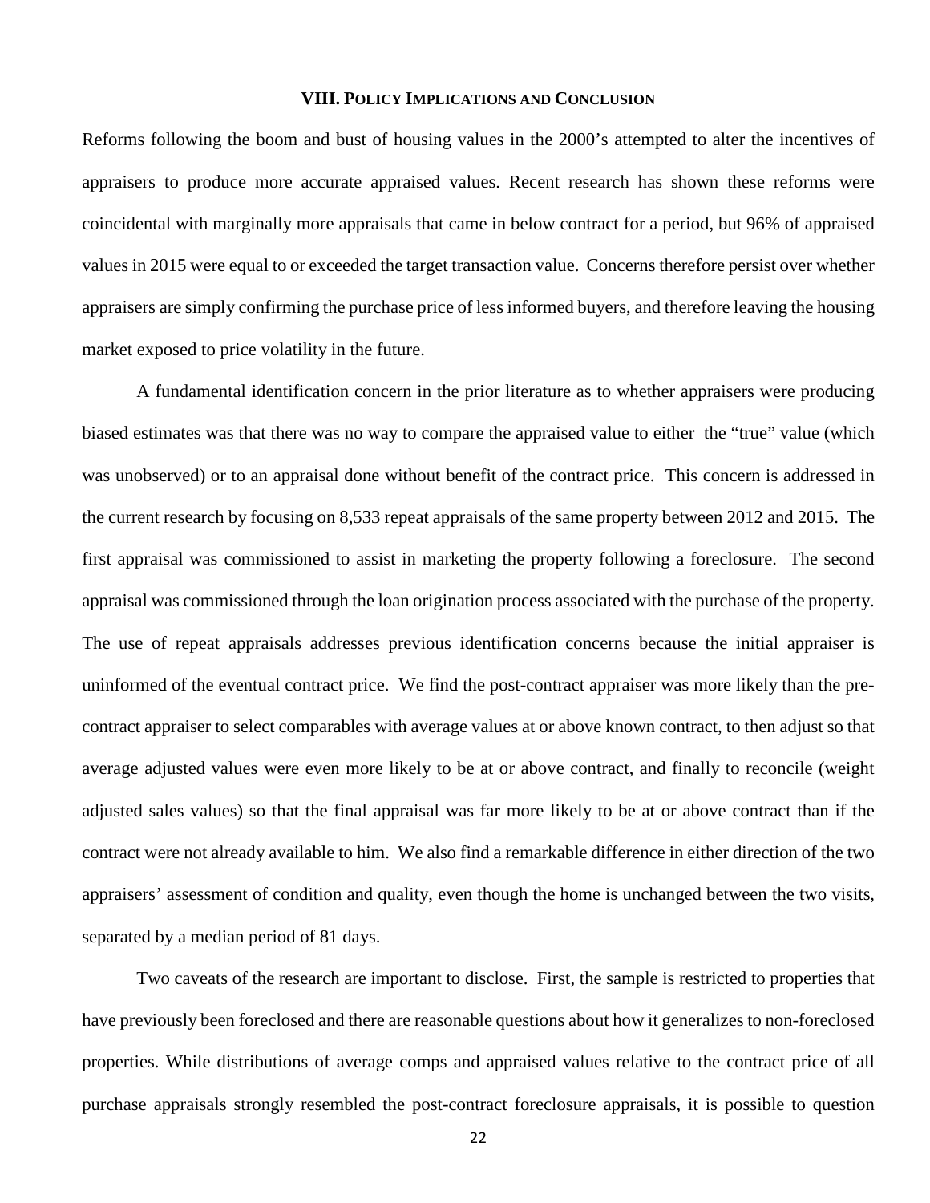## VIII. Policy Implications and Conclusion

Reforms following the boom and bust of housing values in the 2000's attempted to alter the incentives of appraisers to produce more accurate appraised values. Recent research has shown these reforms were coincidental with marginally more appraisals that came in below contract for a period, but 96% of appraised values in 2015 were equal to or exceeded the target transaction value. Concerns therefore persist over whether appraisers are simply confirming the purchase price of less informed buyers, and therefore leaving the housing market exposed to price volatility in the future.

A fundamental identification concern in the prior literature as to whether appraisers were producing biased estimates was that there was no way to compare the appraised value to either the "true" value (which was unobserved) or to an appraisal done without benefit of the contract price. This concern is addressed in the current research by focusing on 8,533 repeat appraisals of the same property between 2012 and 2015. The first appraisal was commissioned to assist in marketing the property following a foreclosure. The second appraisal was commissioned through the loan origination process associated with the purchase of the property. The use of repeat appraisals addresses previous identification concerns because the initial appraiser is uninformed of the eventual contract price. We find the post-contract appraiser was more likely than the pre-contract appraiser to select comparables with average values at or above known contract, to then adjust so that average adjusted values were even more likely to be at or above contract, and finally to reconcile (weight adjusted sales values) so that the final appraisal was far more likely to be at or above contract than if the contract were not already available to him. We also find a remarkable difference in either direction of the two appraisers' assessment of condition and quality, even though the home is unchanged between the two visits, separated by a median period of 81 days.

Two caveats of the research are important to disclose. First, the sample is restricted to properties that have previously been foreclosed and there are reasonable questions about how it generalizes to non-foreclosed properties. While distributions of average comps and appraised values relative to the contract price of all purchase appraisals strongly resembled the post-contract foreclosure appraisals, it is possible to question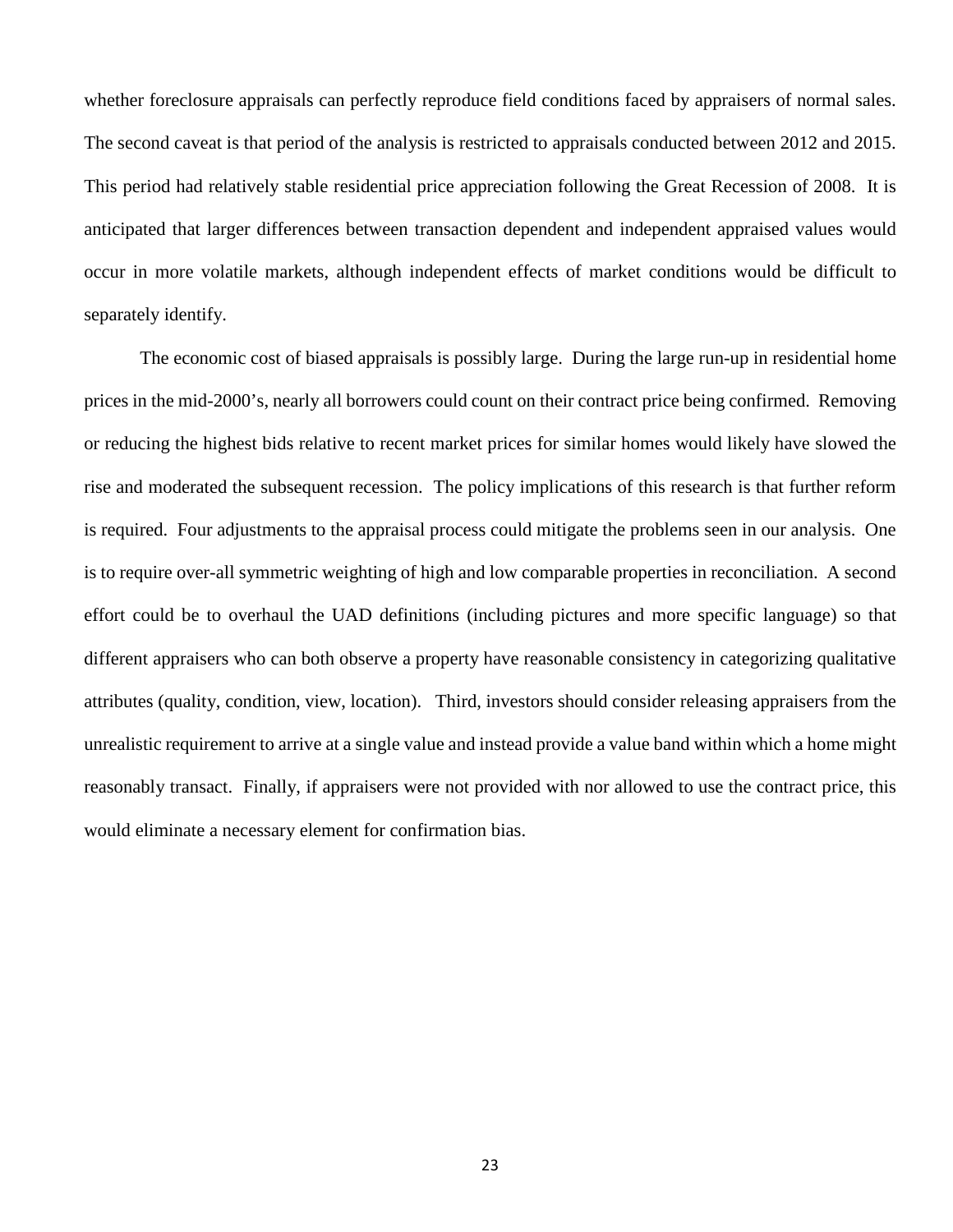whether foreclosure appraisals can perfectly reproduce field conditions faced by appraisers of normal sales. The second caveat is that period of the analysis is restricted to appraisals conducted between 2012 and 2015. This period had relatively stable residential price appreciation following the Great Recession of 2008. It is anticipated that larger differences between transaction dependent and independent appraised values would occur in more volatile markets, although independent effects of market conditions would be difficult to separately identify.

The economic cost of biased appraisals is possibly large. During the large run-up in residential home prices in the mid-2000's, nearly all borrowers could count on their contract price being confirmed. Removing or reducing the highest bids relative to recent market prices for similar homes would likely have slowed the rise and moderated the subsequent recession. The policy implications of this research is that further reform is required. Four adjustments to the appraisal process could mitigate the problems seen in our analysis. One is to require over-all symmetric weighting of high and low comparable properties in reconciliation. A second effort could be to overhaul the UAD definitions (including pictures and more specific language) so that different appraisers who can both observe a property have reasonable consistency in categorizing qualitative attributes (quality, condition, view, location). Third, investors should consider releasing appraisers from the unrealistic requirement to arrive at a single value and instead provide a value band within which a home might reasonably transact. Finally, if appraisers were not provided with nor allowed to use the contract price, this would eliminate a necessary element for confirmation bias.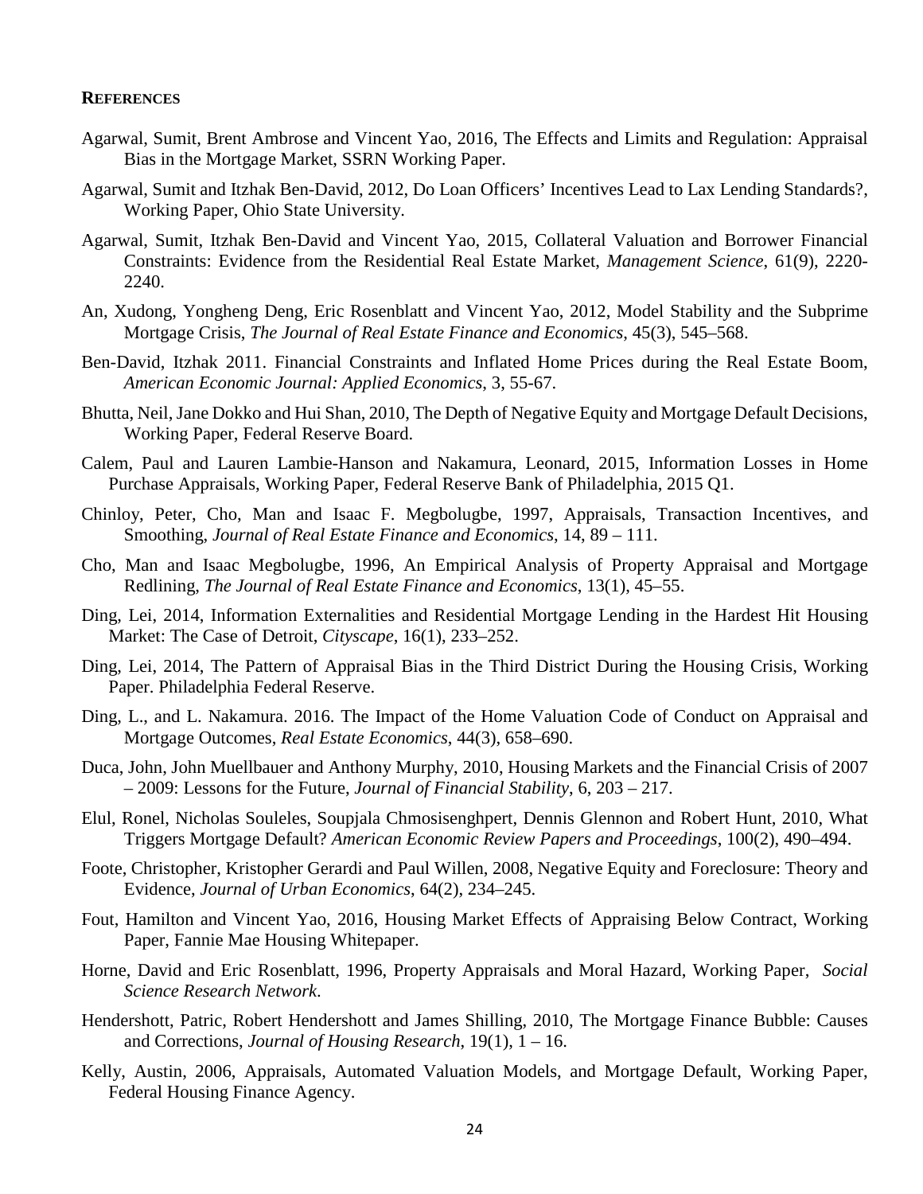**REFERENCES**

Agarwal, Sumit, Brent Ambrose and Vincent Yao, 2016, The Effects and Limits and Regulation: Appraisal Bias in the Mortgage Market, SSRN Working Paper.

Agarwal, Sumit and Itzhak Ben-David, 2012, Do Loan Officers' Incentives Lead to Lax Lending Standards?, Working Paper, Ohio State University.

Agarwal, Sumit, Itzhak Ben-David and Vincent Yao, 2015, Collateral Valuation and Borrower Financial Constraints: Evidence from the Residential Real Estate Market, *Management Science*, 61(9), 2220-2240.

An, Xudong, Yongheng Deng, Eric Rosenblatt and Vincent Yao, 2012, Model Stability and the Subprime Mortgage Crisis, *The Journal of Real Estate Finance and Economics*, 45(3), 545–568.

Ben-David, Itzhak 2011. Financial Constraints and Inflated Home Prices during the Real Estate Boom, *American Economic Journal: Applied Economics*, 3, 55-67.

Bhutta, Neil, Jane Dokko and Hui Shan, 2010, The Depth of Negative Equity and Mortgage Default Decisions, Working Paper, Federal Reserve Board.

Calem, Paul and Lauren Lambie-Hanson and Nakamura, Leonard, 2015, Information Losses in Home Purchase Appraisals, Working Paper, Federal Reserve Bank of Philadelphia, 2015 Q1.

Chinloy, Peter, Cho, Man and Isaac F. Megbolugbe, 1997, Appraisals, Transaction Incentives, and Smoothing, *Journal of Real Estate Finance and Economics*, 14, 89 – 111.

Cho, Man and Isaac Megbolugbe, 1996, An Empirical Analysis of Property Appraisal and Mortgage Redlining, *The Journal of Real Estate Finance and Economics*, 13(1), 45–55.

Ding, Lei, 2014, Information Externalities and Residential Mortgage Lending in the Hardest Hit Housing Market: The Case of Detroit, *Cityscape*, 16(1), 233–252.

Ding, Lei, 2014, The Pattern of Appraisal Bias in the Third District During the Housing Crisis, Working Paper. Philadelphia Federal Reserve.

Ding, L., and L. Nakamura. 2016. The Impact of the Home Valuation Code of Conduct on Appraisal and Mortgage Outcomes, *Real Estate Economics*, 44(3), 658–690.

Duca, John, John Muellbauer and Anthony Murphy, 2010, Housing Markets and the Financial Crisis of 2007 – 2009: Lessons for the Future, *Journal of Financial Stability*, 6, 203 – 217.

Elul, Ronel, Nicholas Souleles, Soupjala Chmosisenghpert, Dennis Glennon and Robert Hunt, 2010, What Triggers Mortgage Default? *American Economic Review Papers and Proceedings*, 100(2), 490–494.

Foote, Christopher, Kristopher Gerardi and Paul Willen, 2008, Negative Equity and Foreclosure: Theory and Evidence, *Journal of Urban Economics*, 64(2), 234–245.

Fout, Hamilton and Vincent Yao, 2016, Housing Market Effects of Appraising Below Contract, Working Paper, Fannie Mae Housing Whitepaper.

Horne, David and Eric Rosenblatt, 1996, Property Appraisals and Moral Hazard, Working Paper, *Social Science Research Network*.

Hendershott, Patric, Robert Hendershott and James Shilling, 2010, The Mortgage Finance Bubble: Causes and Corrections, *Journal of Housing Research*, 19(1), 1 – 16.

Kelly, Austin, 2006, Appraisals, Automated Valuation Models, and Mortgage Default, Working Paper, Federal Housing Finance Agency.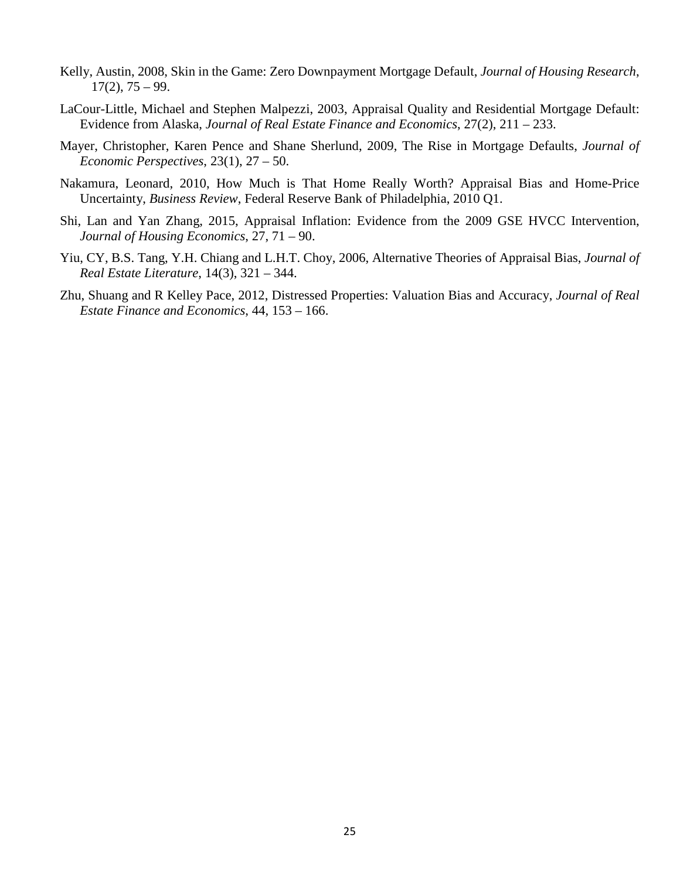Kelly, Austin, 2008, Skin in the Game: Zero Downpayment Mortgage Default, *Journal of Housing Research*, 17(2), 75 – 99.

LaCour-Little, Michael and Stephen Malpezzi, 2003, Appraisal Quality and Residential Mortgage Default: Evidence from Alaska, *Journal of Real Estate Finance and Economics*, 27(2), 211 – 233.

Mayer, Christopher, Karen Pence and Shane Sherlund, 2009, The Rise in Mortgage Defaults, *Journal of Economic Perspectives*, 23(1), 27 – 50.

Nakamura, Leonard, 2010, How Much is That Home Really Worth? Appraisal Bias and Home-Price Uncertainty, *Business Review*, Federal Reserve Bank of Philadelphia, 2010 Q1.

Shi, Lan and Yan Zhang, 2015, Appraisal Inflation: Evidence from the 2009 GSE HVCC Intervention, *Journal of Housing Economics*, 27, 71 – 90.

Yiu, CY, B.S. Tang, Y.H. Chiang and L.H.T. Choy, 2006, Alternative Theories of Appraisal Bias, *Journal of Real Estate Literature*, 14(3), 321 – 344.

Zhu, Shuang and R Kelley Pace, 2012, Distressed Properties: Valuation Bias and Accuracy, *Journal of Real Estate Finance and Economics*, 44, 153 – 166.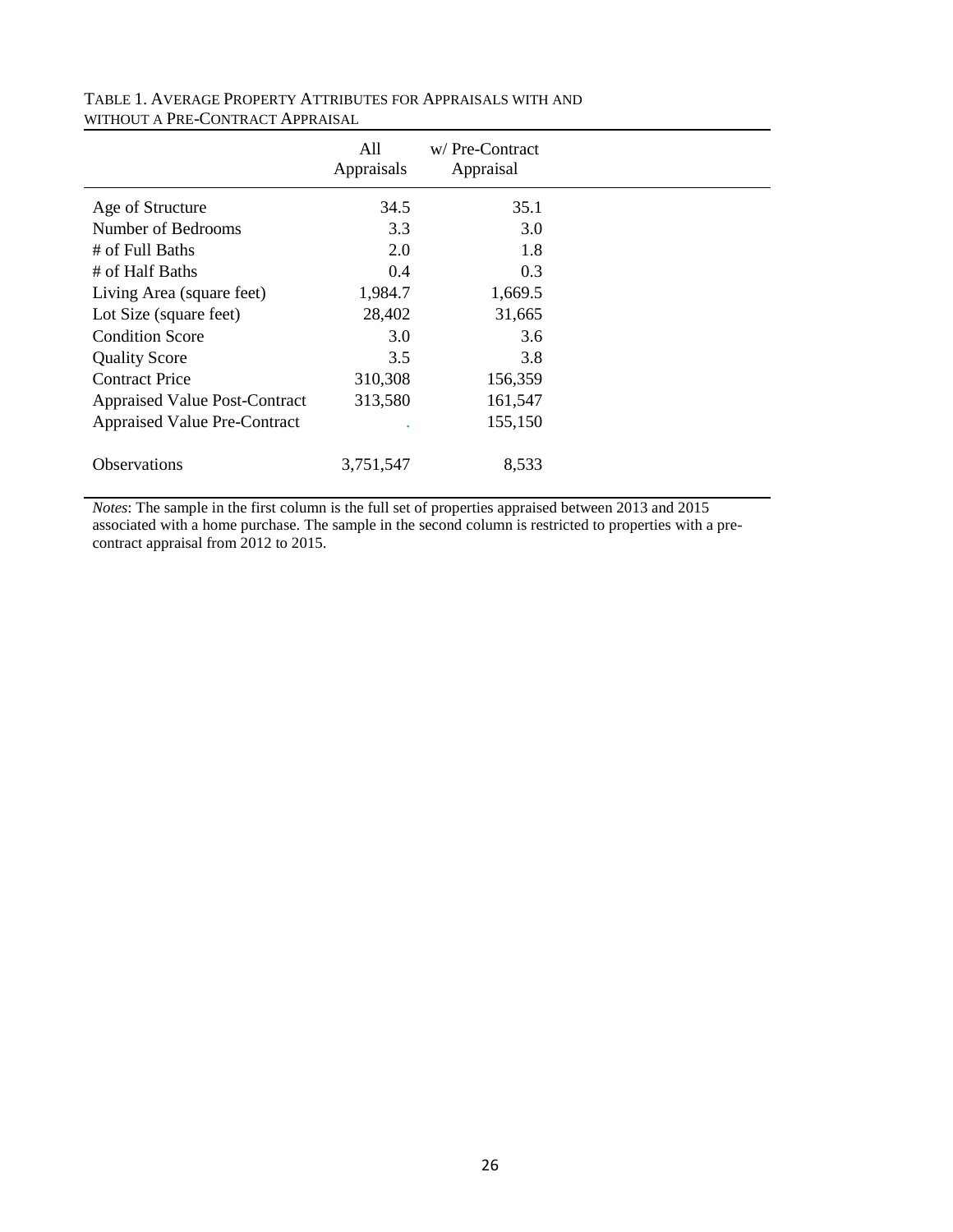TABLE 1. AVERAGE PROPERTY ATTRIBUTES FOR APPRAISALS WITH AND WITHOUT A PRE-CONTRACT APPRAISAL

| | All Appraisals | w/ Pre-Contract Appraisal |
|---|---|---|
| Age of Structure | 34.5 | 35.1 |
| Number of Bedrooms | 3.3 | 3.0 |
| # of Full Baths | 2.0 | 1.8 |
| # of Half Baths | 0.4 | 0.3 |
| Living Area (square feet) | 1,984.7 | 1,669.5 |
| Lot Size (square feet) | 28,402 | 31,665 |
| Condition Score | 3.0 | 3.6 |
| Quality Score | 3.5 | 3.8 |
| Contract Price | 310,308 | 156,359 |
| Appraised Value Post-Contract | 313,580 | 161,547 |
| Appraised Value Pre-Contract | . | 155,150 |
| Observations | 3,751,547 | 8,533 |

*Notes*: The sample in the first column is the full set of properties appraised between 2013 and 2015 associated with a home purchase. The sample in the second column is restricted to properties with a pre-contract appraisal from 2012 to 2015.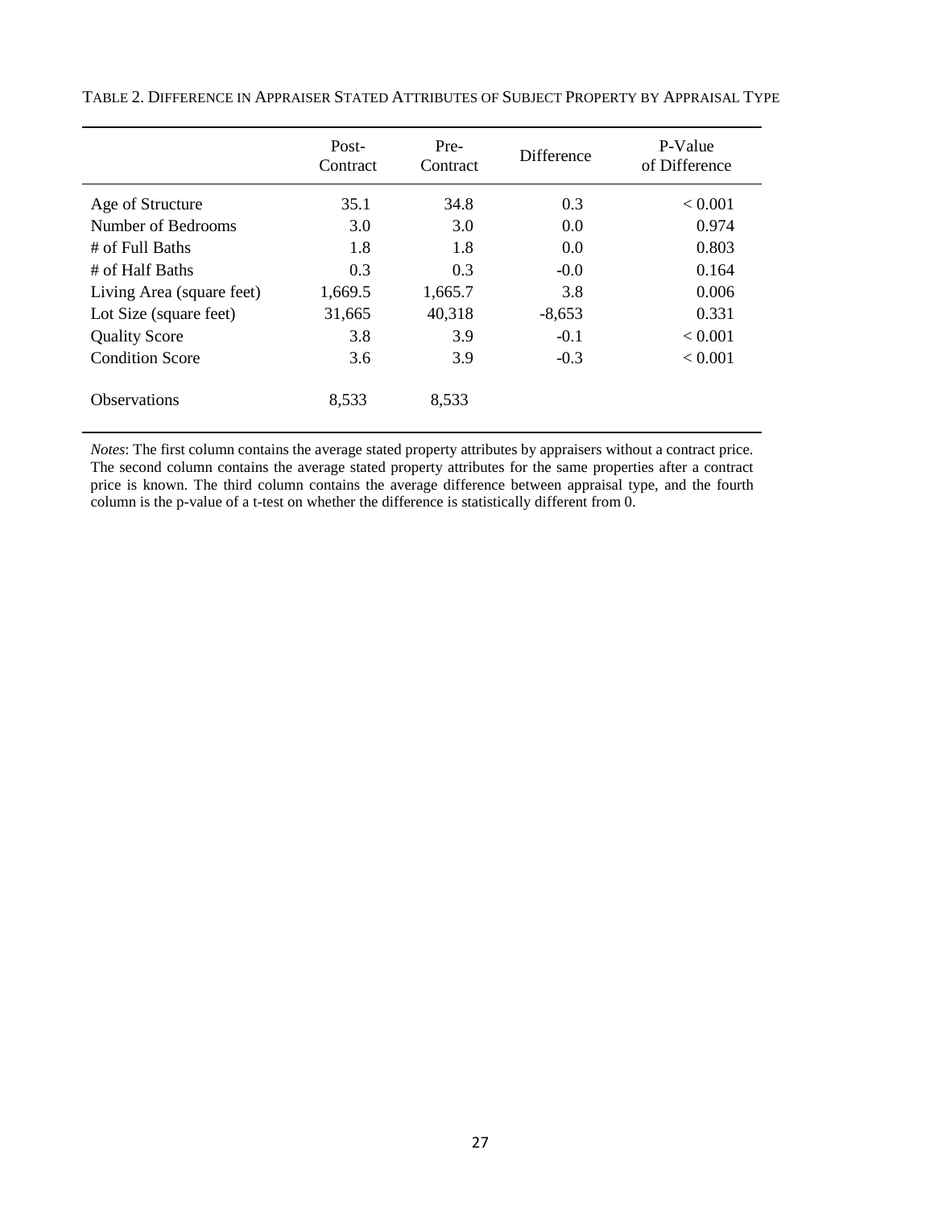TABLE 2. DIFFERENCE IN APPRAISER STATED ATTRIBUTES OF SUBJECT PROPERTY BY APPRAISAL TYPE

| | Post-Contract | Pre-Contract | Difference | P-Value of Difference |
|---|---|---|---|---|
| Age of Structure | 35.1 | 34.8 | 0.3 | < 0.001 |
| Number of Bedrooms | 3.0 | 3.0 | 0.0 | 0.974 |
| # of Full Baths | 1.8 | 1.8 | 0.0 | 0.803 |
| # of Half Baths | 0.3 | 0.3 | -0.0 | 0.164 |
| Living Area (square feet) | 1,669.5 | 1,665.7 | 3.8 | 0.006 |
| Lot Size (square feet) | 31,665 | 40,318 | -8,653 | 0.331 |
| Quality Score | 3.8 | 3.9 | -0.1 | < 0.001 |
| Condition Score | 3.6 | 3.9 | -0.3 | < 0.001 |
| Observations | 8,533 | 8,533 | | |

*Notes*: The first column contains the average stated property attributes by appraisers without a contract price. The second column contains the average stated property attributes for the same properties after a contract price is known. The third column contains the average difference between appraisal type, and the fourth column is the p-value of a t-test on whether the difference is statistically different from 0.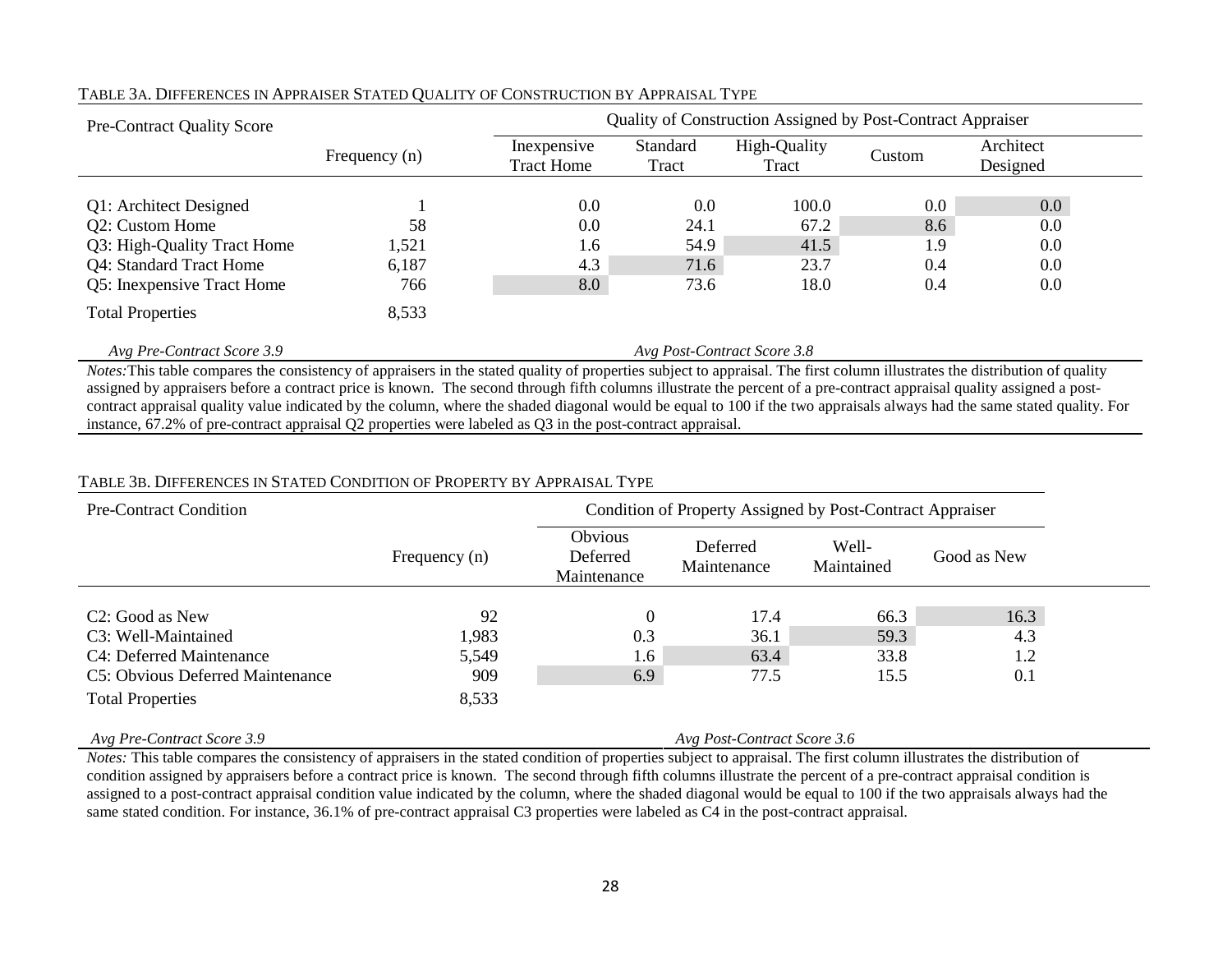TABLE 3A. DIFFERENCES IN APPRAISER STATED QUALITY OF CONSTRUCTION BY APPRAISAL TYPE

| Pre-Contract Quality Score | Frequency (n) | Quality of Construction Assigned by Post-Contract Appraiser | | | | |
|---|---|---|---|---|---|---|
| | | Inexpensive Tract Home | Standard Tract | High-Quality Tract | Custom | Architect Designed |
| Q1: Architect Designed | 1 | 0.0 | 0.0 | 100.0 | 0.0 | 0.0 |
| Q2: Custom Home | 58 | 0.0 | 24.1 | 67.2 | 8.6 | 0.0 |
| Q3: High-Quality Tract Home | 1,521 | 1.6 | 54.9 | 41.5 | 1.9 | 0.0 |
| Q4: Standard Tract Home | 6,187 | 4.3 | 71.6 | 23.7 | 0.4 | 0.0 |
| Q5: Inexpensive Tract Home | 766 | 8.0 | 73.6 | 18.0 | 0.4 | 0.0 |
| Total Properties | 8,533 | | | | | |

*Avg Pre-Contract Score 3.9* *Avg Post-Contract Score 3.8*

*Notes:* This table compares the consistency of appraisers in the stated quality of properties subject to appraisal. The first column illustrates the distribution of quality assigned by appraisers before a contract price is known. The second through fifth columns illustrate the percent of a pre-contract appraisal quality assigned a post-contract appraisal quality value indicated by the column, where the shaded diagonal would be equal to 100 if the two appraisals always had the same stated quality. For instance, 67.2% of pre-contract appraisal Q2 properties were labeled as Q3 in the post-contract appraisal.

TABLE 3B. DIFFERENCES IN STATED CONDITION OF PROPERTY BY APPRAISAL TYPE

| Pre-Contract Condition | Frequency (n) | Condition of Property Assigned by Post-Contract Appraiser | | | |
|---|---|---|---|---|---|
| | | Obvious Deferred Maintenance | Deferred Maintenance | Well-Maintained | Good as New |
| C2: Good as New | 92 | 0 | 17.4 | 66.3 | 16.3 |
| C3: Well-Maintained | 1,983 | 0.3 | 36.1 | 59.3 | 4.3 |
| C4: Deferred Maintenance | 5,549 | 1.6 | 63.4 | 33.8 | 1.2 |
| C5: Obvious Deferred Maintenance | 909 | 6.9 | 77.5 | 15.5 | 0.1 |
| Total Properties | 8,533 | | | | |

*Avg Pre-Contract Score 3.9* *Avg Post-Contract Score 3.6*

*Notes:* This table compares the consistency of appraisers in the stated condition of properties subject to appraisal. The first column illustrates the distribution of condition assigned by appraisers before a contract price is known. The second through fifth columns illustrate the percent of a pre-contract appraisal condition is assigned to a post-contract appraisal condition value indicated by the column, where the shaded diagonal would be equal to 100 if the two appraisals always had the same stated condition. For instance, 36.1% of pre-contract appraisal C3 properties were labeled as C4 in the post-contract appraisal.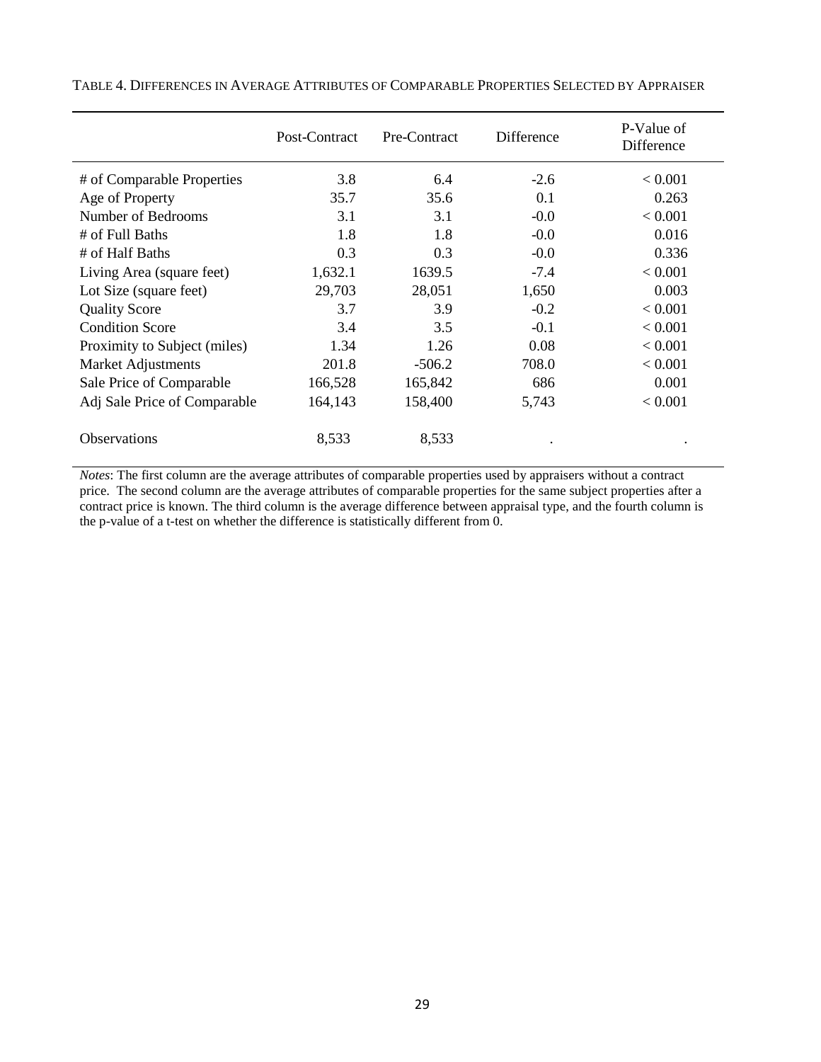TABLE 4. DIFFERENCES IN AVERAGE ATTRIBUTES OF COMPARABLE PROPERTIES SELECTED BY APPRAISER

| | Post-Contract | Pre-Contract | Difference | P-Value of Difference |
|---|---|---|---|---|
| # of Comparable Properties | 3.8 | 6.4 | -2.6 | < 0.001 |
| Age of Property | 35.7 | 35.6 | 0.1 | 0.263 |
| Number of Bedrooms | 3.1 | 3.1 | -0.0 | < 0.001 |
| # of Full Baths | 1.8 | 1.8 | -0.0 | 0.016 |
| # of Half Baths | 0.3 | 0.3 | -0.0 | 0.336 |
| Living Area (square feet) | 1,632.1 | 1639.5 | -7.4 | < 0.001 |
| Lot Size (square feet) | 29,703 | 28,051 | 1,650 | 0.003 |
| Quality Score | 3.7 | 3.9 | -0.2 | < 0.001 |
| Condition Score | 3.4 | 3.5 | -0.1 | < 0.001 |
| Proximity to Subject (miles) | 1.34 | 1.26 | 0.08 | < 0.001 |
| Market Adjustments | 201.8 | -506.2 | 708.0 | < 0.001 |
| Sale Price of Comparable | 166,528 | 165,842 | 686 | 0.001 |
| Adj Sale Price of Comparable | 164,143 | 158,400 | 5,743 | < 0.001 |
| Observations | 8,533 | 8,533 | . | . |

*Notes*: The first column are the average attributes of comparable properties used by appraisers without a contract price. The second column are the average attributes of comparable properties for the same subject properties after a contract price is known. The third column is the average difference between appraisal type, and the fourth column is the p-value of a t-test on whether the difference is statistically different from 0.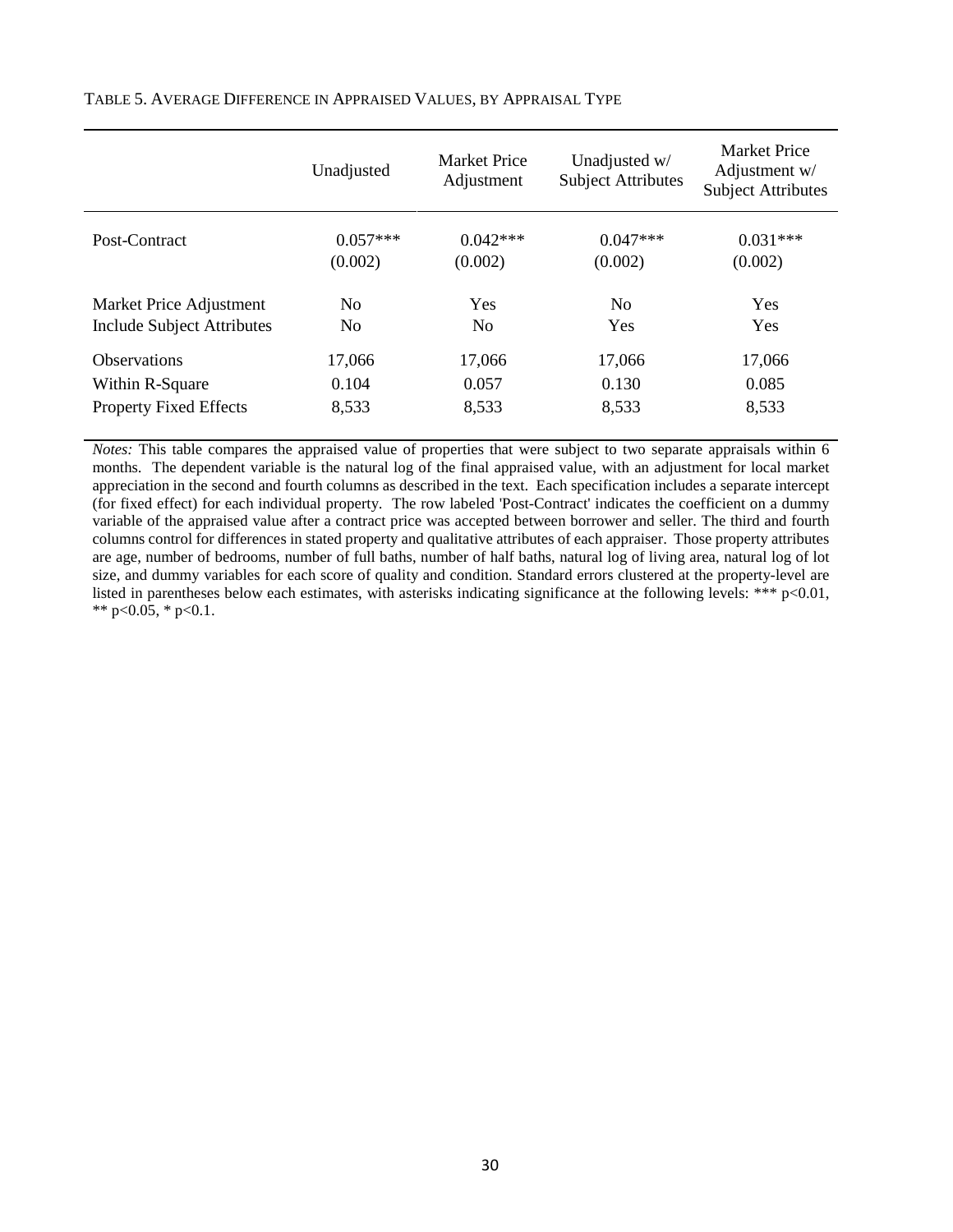TABLE 5. AVERAGE DIFFERENCE IN APPRAISED VALUES, BY APPRAISAL TYPE

| | Unadjusted | Market Price Adjustment | Unadjusted w/ Subject Attributes | Market Price Adjustment w/ Subject Attributes |
|---|---|---|---|---|
| Post-Contract | 0.057*** | 0.042*** | 0.047*** | 0.031*** |
| | (0.002) | (0.002) | (0.002) | (0.002) |
| Market Price Adjustment | No | Yes | No | Yes |
| Include Subject Attributes | No | No | Yes | Yes |
| Observations | 17,066 | 17,066 | 17,066 | 17,066 |
| Within R-Square | 0.104 | 0.057 | 0.130 | 0.085 |
| Property Fixed Effects | 8,533 | 8,533 | 8,533 | 8,533 |

*Notes:* This table compares the appraised value of properties that were subject to two separate appraisals within 6 months. The dependent variable is the natural log of the final appraised value, with an adjustment for local market appreciation in the second and fourth columns as described in the text. Each specification includes a separate intercept (for fixed effect) for each individual property. The row labeled 'Post-Contract' indicates the coefficient on a dummy variable of the appraised value after a contract price was accepted between borrower and seller. The third and fourth columns control for differences in stated property and qualitative attributes of each appraiser. Those property attributes are age, number of bedrooms, number of full baths, number of half baths, natural log of living area, natural log of lot size, and dummy variables for each score of quality and condition. Standard errors clustered at the property-level are listed in parentheses below each estimates, with asterisks indicating significance at the following levels: *** $p<0.01$, ** $p<0.05$, * $p<0.1$.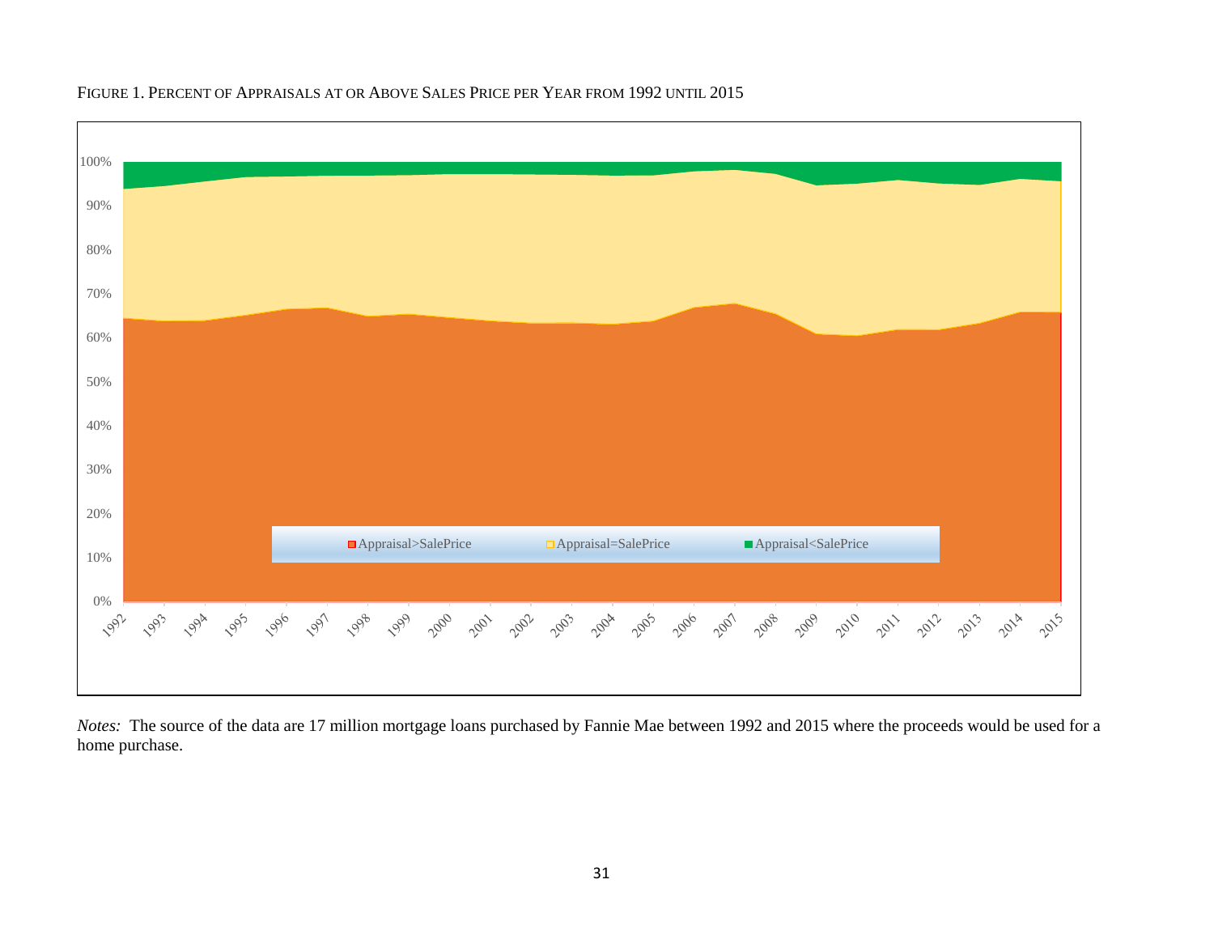FIGURE 1. PERCENT OF APPRAISALS AT OR ABOVE SALES PRICE PER YEAR FROM 1992 UNTIL 2015

*Notes:* The source of the data are 17 million mortgage loans purchased by Fannie Mae between 1992 and 2015 where the proceeds would be used for a home purchase.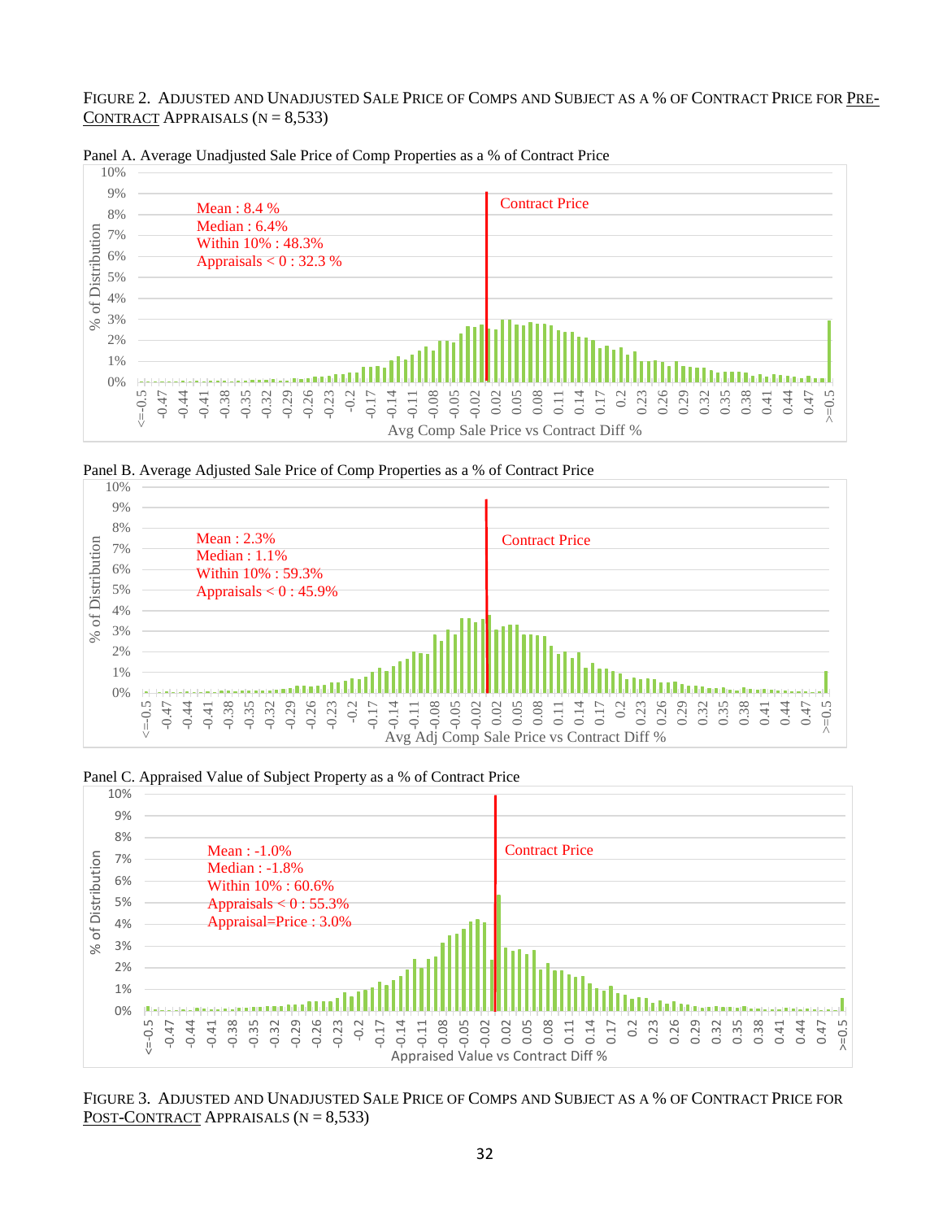FIGURE 2. ADJUSTED AND UNADJUSTED SALE PRICE OF COMPS AND SUBJECT AS A % OF CONTRACT PRICE FOR PRE-CONTRACT APPRAISALS (N = 8,533)

Panel A. Average Unadjusted Sale Price of Comp Properties as a % of Contract Price

Mean : 8.4 %
Median : 6.4%
Within 10% : 48.3%
Appraisals < 0 : 32.3 %

Contract Price

Avg Comp Sale Price vs Contract Diff %

Panel B. Average Adjusted Sale Price of Comp Properties as a % of Contract Price

Mean : 2.3%
Median : 1.1%
Within 10% : 59.3%
Appraisals < 0 : 45.9%

Contract Price

Avg Adj Comp Sale Price vs Contract Diff %

Panel C. Appraised Value of Subject Property as a % of Contract Price

Mean : -1.0%
Median : -1.8%
Within 10% : 60.6%
Appraisals < 0 : 55.3%
Appraisal=Price : 3.0%

Contract Price

Appraised Value vs Contract Diff %

FIGURE 3. ADJUSTED AND UNADJUSTED SALE PRICE OF COMPS AND SUBJECT AS A % OF CONTRACT PRICE FOR POST-CONTRACT APPRAISALS (N = 8,533)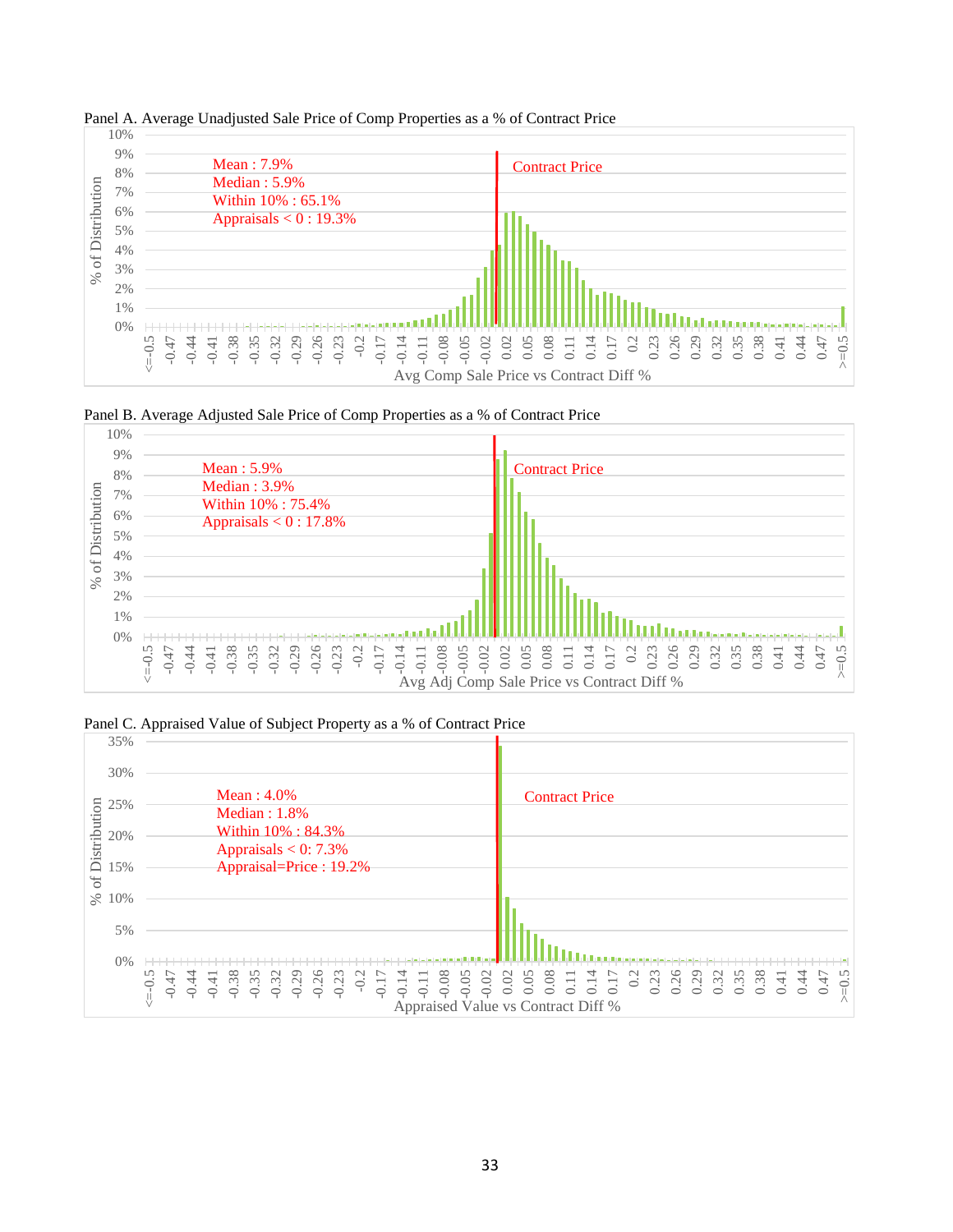Panel A. Average Unadjusted Sale Price of Comp Properties as a % of Contract Price

Mean : 7.9%
Median : 5.9%
Within 10% : 65.1%
Appraisals < 0 : 19.3%

Contract Price

Avg Comp Sale Price vs Contract Diff %

Panel B. Average Adjusted Sale Price of Comp Properties as a % of Contract Price

Mean : 5.9%
Median : 3.9%
Within 10% : 75.4%
Appraisals < 0 : 17.8%

Contract Price

Avg Adj Comp Sale Price vs Contract Diff %

Panel C. Appraised Value of Subject Property as a % of Contract Price

Mean : 4.0%
Median : 1.8%
Within 10% : 84.3%
Appraisals < 0: 7.3%
Appraisal=Price : 19.2%

Contract Price

Appraised Value vs Contract Diff %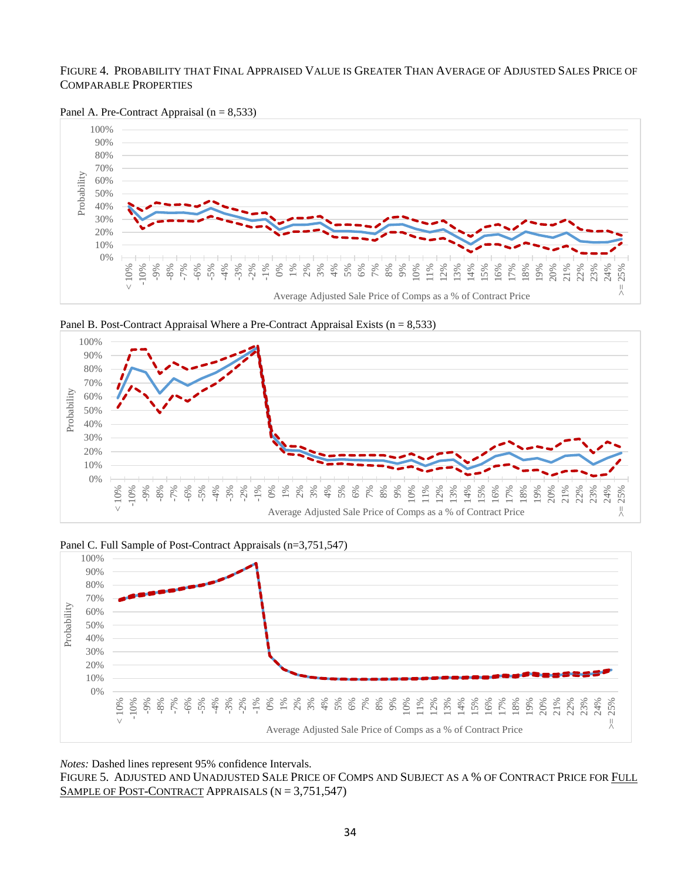FIGURE 4. PROBABILITY THAT FINAL APPRAISED VALUE IS GREATER THAN AVERAGE OF ADJUSTED SALES PRICE OF COMPARABLE PROPERTIES

Panel A. Pre-Contract Appraisal (n = 8,533)

Panel B. Post-Contract Appraisal Where a Pre-Contract Appraisal Exists (n = 8,533)

Panel C. Full Sample of Post-Contract Appraisals (n=3,751,547)

*Notes:* Dashed lines represent 95% confidence Intervals.

FIGURE 5. ADJUSTED AND UNADJUSTED SALE PRICE OF COMPS AND SUBJECT AS A % OF CONTRACT PRICE FOR <u>FULL SAMPLE OF POST-CONTRACT</u> APPRAISALS (N = 3,751,547)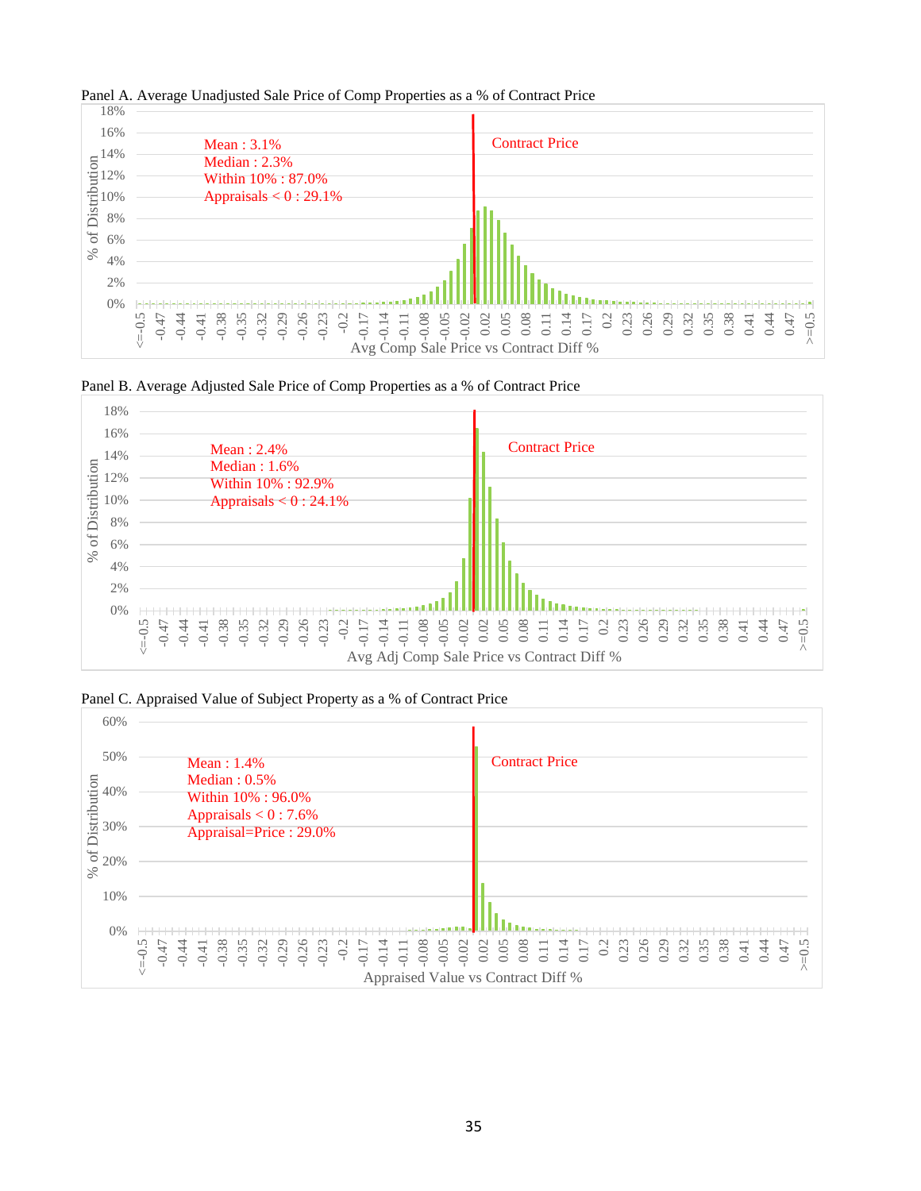Panel A. Average Unadjusted Sale Price of Comp Properties as a % of Contract Price

18%
16%
14%
12%
10%
8%
6%
4%
2%
0%

% of Distribution

Mean : 3.1%
Median : 2.3%
Within 10% : 87.0%
Appraisals < 0 : 29.1%

Contract Price

<=-0.5 -0.47 -0.44 -0.41 -0.38 -0.35 -0.32 -0.29 -0.26 -0.23 -0.2 -0.17 -0.14 -0.11 -0.08 -0.05 -0.02 0.02 0.05 0.08 0.11 0.14 0.17 0.2 0.23 0.26 0.29 0.32 0.35 0.38 0.41 0.44 0.47 >=0.5

Avg Comp Sale Price vs Contract Diff %

Panel B. Average Adjusted Sale Price of Comp Properties as a % of Contract Price

18%
16%
14%
12%
10%
8%
6%
4%
2%
0%

% of Distribution

Mean : 2.4%
Median : 1.6%
Within 10% : 92.9%
Appraisals < 0 : 24.1%

Contract Price

<=-0.5 -0.47 -0.44 -0.41 -0.38 -0.35 -0.32 -0.29 -0.26 -0.23 -0.2 -0.17 -0.14 -0.11 -0.08 -0.05 -0.02 0.02 0.05 0.08 0.11 0.14 0.17 0.2 0.23 0.26 0.29 0.32 0.35 0.38 0.41 0.44 0.47 >=0.5

Avg Adj Comp Sale Price vs Contract Diff %

Panel C. Appraised Value of Subject Property as a % of Contract Price

60%
50%
40%
30%
20%
10%
0%

% of Distribution

Mean : 1.4%
Median : 0.5%
Within 10% : 96.0%
Appraisals < 0 : 7.6%
Appraisal=Price : 29.0%

Contract Price

<=-0.5 -0.47 -0.44 -0.41 -0.38 -0.35 -0.32 -0.29 -0.26 -0.23 -0.2 -0.17 -0.14 -0.11 -0.08 -0.05 -0.02 0.02 0.05 0.08 0.11 0.14 0.17 0.2 0.23 0.26 0.29 0.32 0.35 0.38 0.41 0.44 0.47 >=0.5

Appraised Value vs Contract Diff %